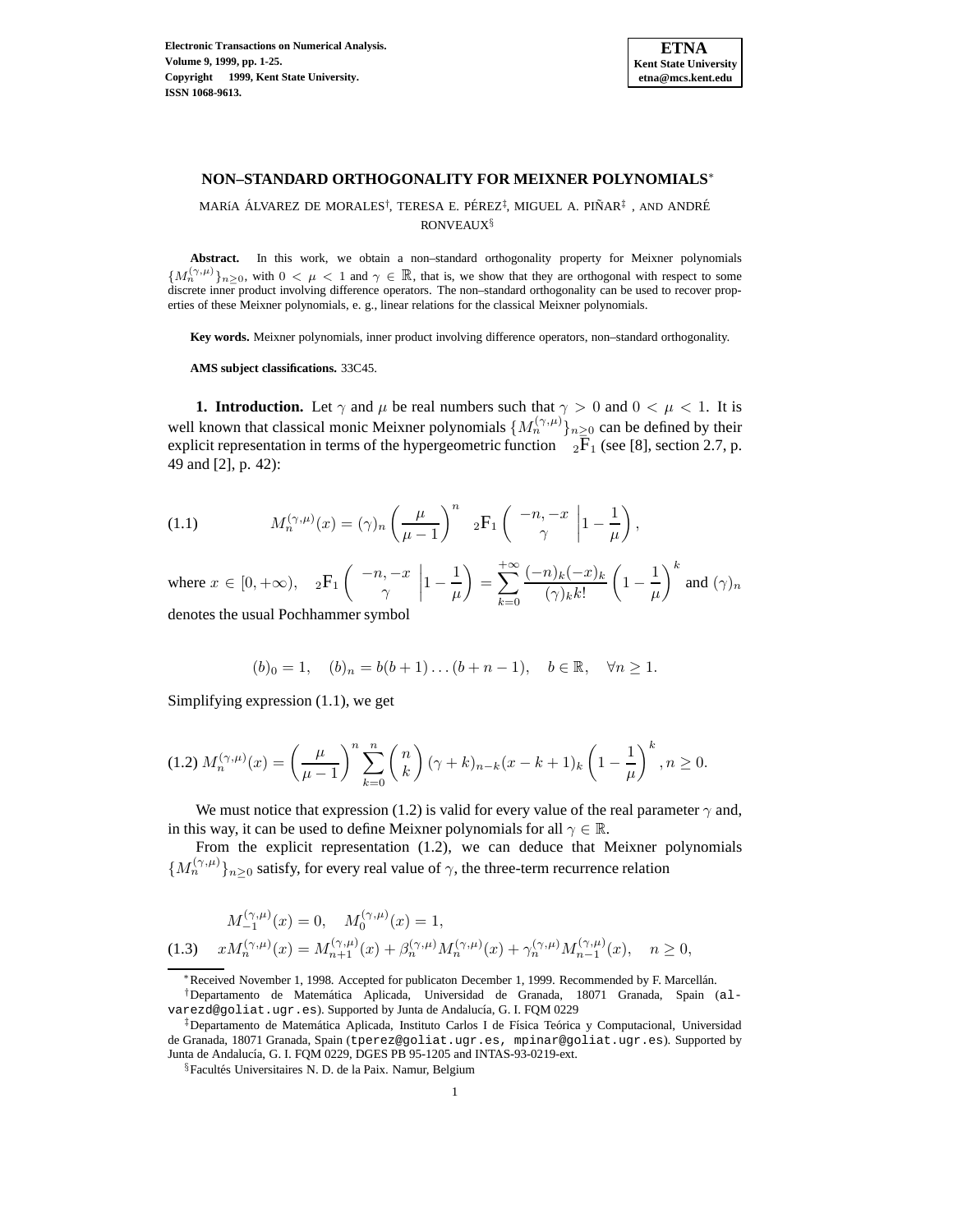Electronic Transactions on Numerical Analysis.
Volume 9, 1999, pp. 1-25.
Copyright 1999, Kent State University.
ISSN 1068-9613.

ETNA
Kent State University
etna@mcs.kent.edu

# NON–STANDARD ORTHOGONALITY FOR MEIXNER POLYNOMIALS*

MARíA ÁLVAREZ DE MORALES†, TERESA E. PÉREZ‡, MIGUEL A. PIÑAR‡, AND ANDRÉ RONVEAUX§

**Abstract.** In this work, we obtain a non–standard orthogonality property for Meixner polynomials $\{M_n^{(\gamma,\mu)}\}_{n\geq 0}$, with $0 < \mu < 1$ and $\gamma \in \mathbb{R}$, that is, we show that they are orthogonal with respect to some discrete inner product involving difference operators. The non–standard orthogonality can be used to recover properties of these Meixner polynomials, e. g., linear relations for the classical Meixner polynomials.

**Key words.** Meixner polynomials, inner product involving difference operators, non–standard orthogonality.

**AMS subject classifications.** 33C45.

**1. Introduction.** Let $\gamma$ and $\mu$ be real numbers such that $\gamma > 0$ and $0 < \mu < 1$. It is well known that classical monic Meixner polynomials $\{M_n^{(\gamma,\mu)}\}_{n\geq 0}$ can be defined by their explicit representation in terms of the hypergeometric function ${}_2\mathrm{F}_1$ (see [8], section 2.7, p. 49 and [2], p. 42):

$$
(1.1) \qquad M_n^{(\gamma,\mu)}(x) = (\gamma)_n \left(\frac{\mu}{\mu-1}\right)^n \ {}_2\mathrm{F}_1\left( \begin{array}{c} -n, -x \\ \gamma \end{array} \middle| 1 - \frac{1}{\mu} \right),
$$

where $x \in [0, +\infty)$, ${}_2\mathrm{F}_1\left( \begin{array}{c} -n, -x \\ \gamma \end{array} \middle| 1 - \frac{1}{\mu} \right) = \sum_{k=0}^{+\infty} \frac{(-n)_k(-x)_k}{(\gamma)_k k!} \left(1 - \frac{1}{\mu}\right)^k$ and $(\gamma)_n$ denotes the usual Pochhammer symbol

$$
(b)_0 = 1, \quad (b)_n = b(b+1)\ldots(b+n-1), \quad b \in \mathbb{R}, \quad \forall n \geq 1.
$$

Simplifying expression (1.1), we get

$$
(1.2) \; M_n^{(\gamma,\mu)}(x) = \left(\frac{\mu}{\mu-1}\right)^n \sum_{k=0}^{n} \binom{n}{k} (\gamma+k)_{n-k} (x-k+1)_k \left(1 - \frac{1}{\mu}\right)^k, n \geq 0.
$$

We must notice that expression (1.2) is valid for every value of the real parameter $\gamma$ and, in this way, it can be used to define Meixner polynomials for all $\gamma \in \mathbb{R}$.

From the explicit representation (1.2), we can deduce that Meixner polynomials $\{M_n^{(\gamma,\mu)}\}_{n\geq 0}$ satisfy, for every real value of $\gamma$, the three-term recurrence relation

$$
\begin{aligned}
&M_{-1}^{(\gamma,\mu)}(x) = 0, \quad M_0^{(\gamma,\mu)}(x) = 1, \\
(1.3) \quad &x M_n^{(\gamma,\mu)}(x) = M_{n+1}^{(\gamma,\mu)}(x) + \beta_n^{(\gamma,\mu)} M_n^{(\gamma,\mu)}(x) + \gamma_n^{(\gamma,\mu)} M_{n-1}^{(\gamma,\mu)}(x), \quad n \geq 0,
\end{aligned}
$$

*Received November 1, 1998. Accepted for publicaton December 1, 1999. Recommended by F. Marcellán.

†Departamento de Matemática Aplicada, Universidad de Granada, 18071 Granada, Spain (alvarezd@goliat.ugr.es). Supported by Junta de Andalucía, G. I. FQM 0229

‡Departamento de Matemática Aplicada, Instituto Carlos I de Física Teórica y Computacional, Universidad de Granada, 18071 Granada, Spain (tperez@goliat.ugr.es, mpinar@goliat.ugr.es). Supported by Junta de Andalucía, G. I. FQM 0229, DGES PB 95-1205 and INTAS-93-0219-ext.

§Facultés Universitaires N. D. de la Paix. Namur, Belgium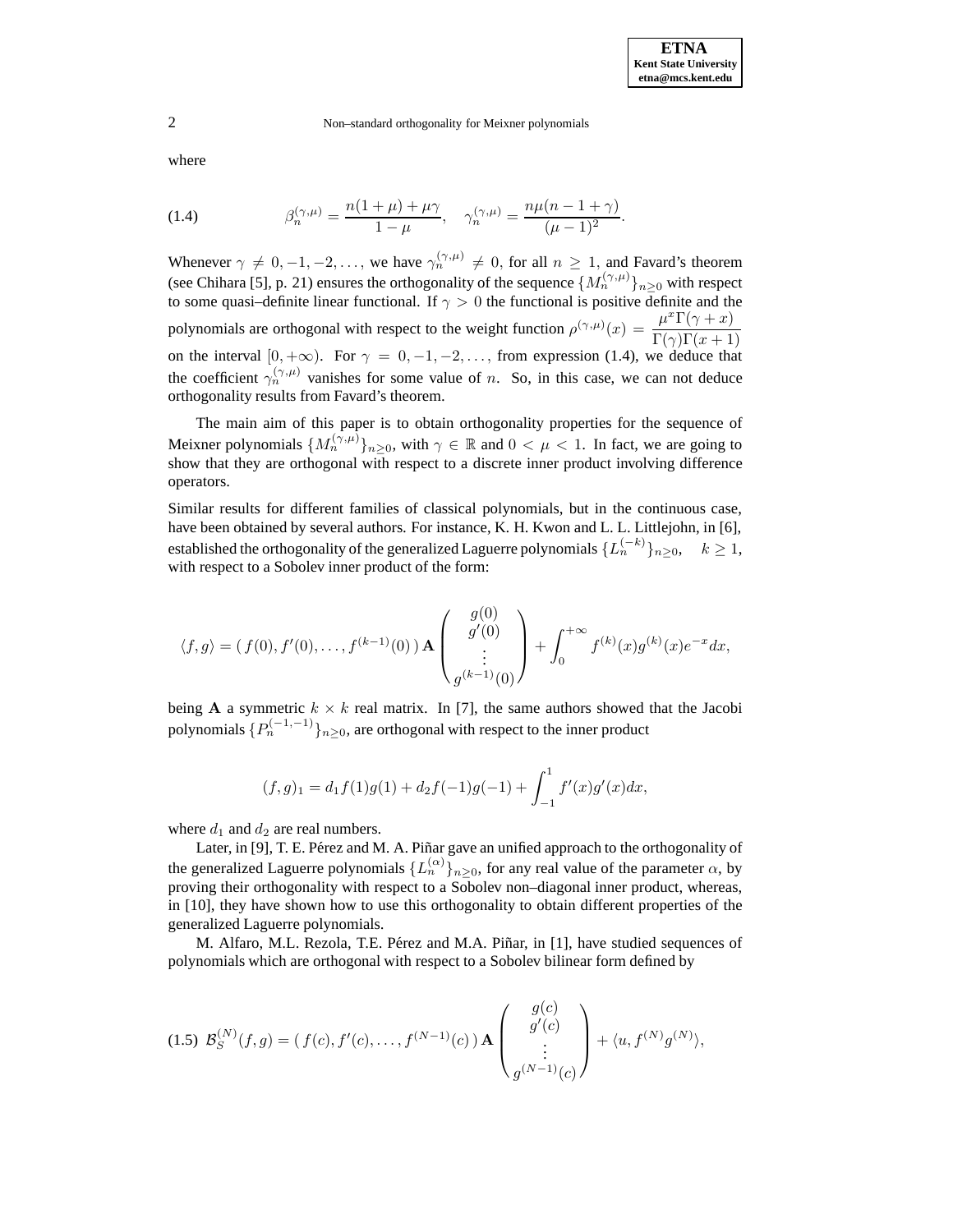where

$$\beta_n^{(\gamma,\mu)} = \frac{n(1+\mu)+\mu\gamma}{1-\mu}, \quad \gamma_n^{(\gamma,\mu)} = \frac{n\mu(n-1+\gamma)}{(\mu-1)^2}. \tag{1.4}$$

Whenever $\gamma \neq 0, -1, -2, \ldots$, we have $\gamma_n^{(\gamma,\mu)} \neq 0$, for all $n \geq 1$, and Favard's theorem (see Chihara [5], p. 21) ensures the orthogonality of the sequence $\{M_n^{(\gamma,\mu)}\}_{n\geq 0}$ with respect to some quasi–definite linear functional. If $\gamma > 0$ the functional is positive definite and the polynomials are orthogonal with respect to the weight function $\rho^{(\gamma,\mu)}(x) = \dfrac{\mu^x \Gamma(\gamma+x)}{\Gamma(\gamma)\Gamma(x+1)}$ on the interval $[0, +\infty)$. For $\gamma = 0, -1, -2, \ldots$, from expression (1.4), we deduce that the coefficient $\gamma_n^{(\gamma,\mu)}$ vanishes for some value of $n$. So, in this case, we can not deduce orthogonality results from Favard's theorem.

The main aim of this paper is to obtain orthogonality properties for the sequence of Meixner polynomials $\{M_n^{(\gamma,\mu)}\}_{n\geq 0}$, with $\gamma \in \mathbb{R}$ and $0 < \mu < 1$. In fact, we are going to show that they are orthogonal with respect to a discrete inner product involving difference operators.

Similar results for different families of classical polynomials, but in the continuous case, have been obtained by several authors. For instance, K. H. Kwon and L. L. Littlejohn, in [6], established the orthogonality of the generalized Laguerre polynomials $\{L_n^{(-k)}\}_{n\geq 0}, \quad k \geq 1$, with respect to a Sobolev inner product of the form:

$$\langle f, g\rangle = (\, f(0), f'(0), \ldots, f^{(k-1)}(0)\,)\, \mathbf{A} \begin{pmatrix} g(0) \\ g'(0) \\ \vdots \\ g^{(k-1)}(0) \end{pmatrix} + \int_0^{+\infty} f^{(k)}(x) g^{(k)}(x) e^{-x} dx,$$

being $\mathbf{A}$ a symmetric $k \times k$ real matrix. In [7], the same authors showed that the Jacobi polynomials $\{P_n^{(-1,-1)}\}_{n\geq 0}$, are orthogonal with respect to the inner product

$$(f, g)_1 = d_1 f(1) g(1) + d_2 f(-1) g(-1) + \int_{-1}^{1} f'(x) g'(x) dx,$$

where $d_1$ and $d_2$ are real numbers.

Later, in [9], T. E. Pérez and M. A. Piñar gave an unified approach to the orthogonality of the generalized Laguerre polynomials $\{L_n^{(\alpha)}\}_{n\geq 0}$, for any real value of the parameter $\alpha$, by proving their orthogonality with respect to a Sobolev non–diagonal inner product, whereas, in [10], they have shown how to use this orthogonality to obtain different properties of the generalized Laguerre polynomials.

M. Alfaro, M.L. Rezola, T.E. Pérez and M.A. Piñar, in [1], have studied sequences of polynomials which are orthogonal with respect to a Sobolev bilinear form defined by

$$\mathcal{B}_S^{(N)}(f, g) = (\, f(c), f'(c), \ldots, f^{(N-1)}(c)\,)\, \mathbf{A} \begin{pmatrix} g(c) \\ g'(c) \\ \vdots \\ g^{(N-1)}(c) \end{pmatrix} + \langle u, f^{(N)} g^{(N)} \rangle, \tag{1.5}$$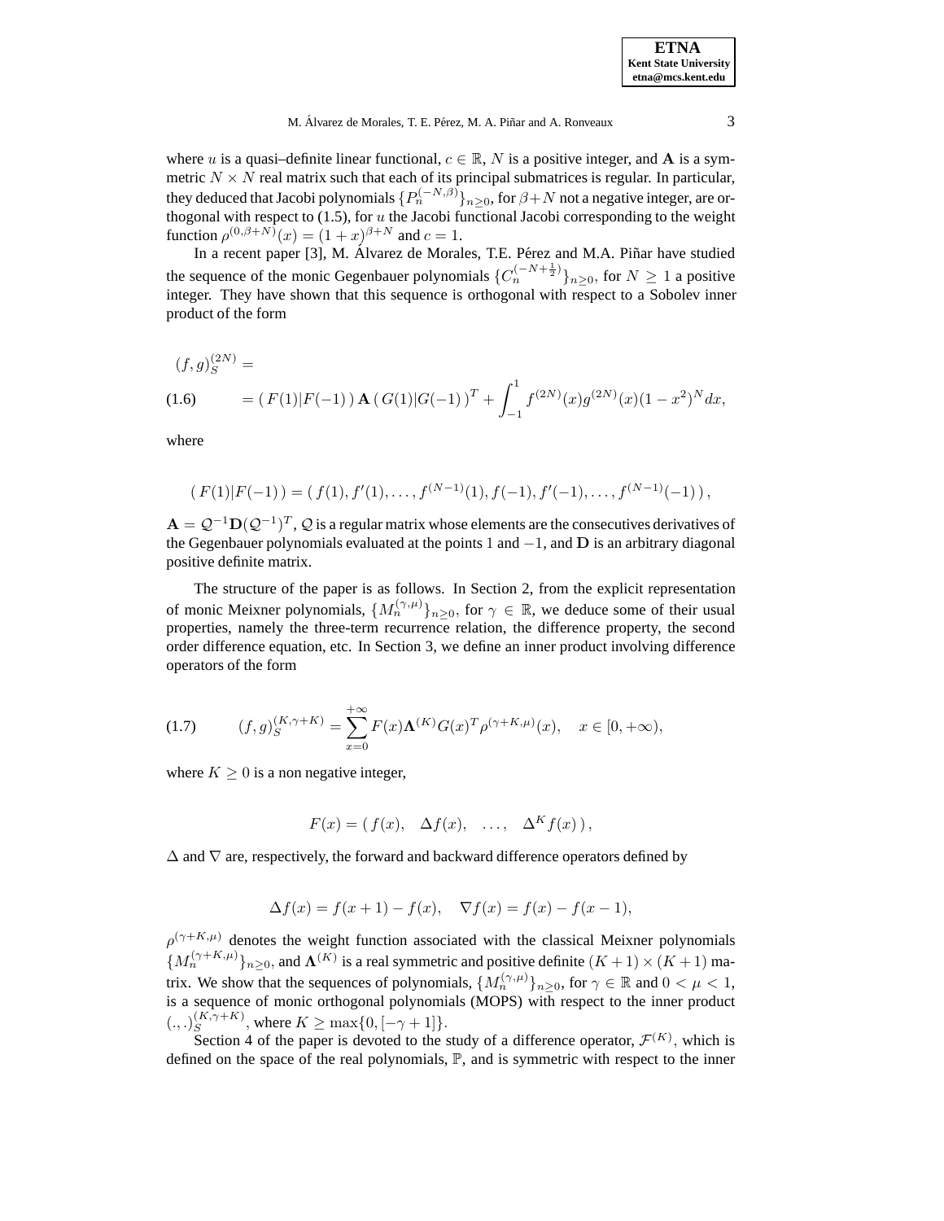where $u$ is a quasi–definite linear functional, $c \in \mathbb{R}$, $N$ is a positive integer, and $\mathbf{A}$ is a symmetric $N \times N$ real matrix such that each of its principal submatrices is regular. In particular, they deduced that Jacobi polynomials $\{P_n^{(-N,\beta)}\}_{n\geq 0}$, for $\beta+N$ not a negative integer, are orthogonal with respect to (1.5), for $u$ the Jacobi functional Jacobi corresponding to the weight function $\rho^{(0,\beta+N)}(x) = (1+x)^{\beta+N}$ and $c = 1$.

In a recent paper [3], M. Álvarez de Morales, T.E. Pérez and M.A. Piñar have studied the sequence of the monic Gegenbauer polynomials $\{C_n^{(-N+\frac{1}{2})}\}_{n\geq 0}$, for $N \geq 1$ a positive integer. They have shown that this sequence is orthogonal with respect to a Sobolev inner product of the form

$$
\begin{aligned}
&(f,g)_S^{(2N)} = \\
(1.6) \qquad &= (\, F(1)|F(-1)\,)\,\mathbf{A}\,(\, G(1)|G(-1)\,)^T + \int_{-1}^{1} f^{(2N)}(x) g^{(2N)}(x)(1-x^2)^N dx,
\end{aligned}
$$

where

$$
(\, F(1)|F(-1)\,) = (\, f(1), f'(1), \ldots, f^{(N-1)}(1), f(-1), f'(-1), \ldots, f^{(N-1)}(-1)\,),
$$

$\mathbf{A} = \mathcal{Q}^{-1}\mathbf{D}(\mathcal{Q}^{-1})^T$, $\mathcal{Q}$ is a regular matrix whose elements are the consecutives derivatives of the Gegenbauer polynomials evaluated at the points $1$ and $-1$, and $\mathbf{D}$ is an arbitrary diagonal positive definite matrix.

The structure of the paper is as follows. In Section 2, from the explicit representation of monic Meixner polynomials, $\{M_n^{(\gamma,\mu)}\}_{n\geq 0}$, for $\gamma \in \mathbb{R}$, we deduce some of their usual properties, namely the three-term recurrence relation, the difference property, the second order difference equation, etc. In Section 3, we define an inner product involving difference operators of the form

$$
(1.7) \qquad (f,g)_S^{(K,\gamma+K)} = \sum_{x=0}^{+\infty} F(x)\mathbf{\Lambda}^{(K)} G(x)^T \rho^{(\gamma+K,\mu)}(x), \quad x \in [0,+\infty),
$$

where $K \geq 0$ is a non negative integer,

$$
F(x) = (\, f(x), \quad \Delta f(x), \quad \ldots, \quad \Delta^K f(x)\,),
$$

$\Delta$ and $\nabla$ are, respectively, the forward and backward difference operators defined by

$$
\Delta f(x) = f(x+1) - f(x), \quad \nabla f(x) = f(x) - f(x-1),
$$

$\rho^{(\gamma+K,\mu)}$ denotes the weight function associated with the classical Meixner polynomials $\{M_n^{(\gamma+K,\mu)}\}_{n\geq 0}$, and $\mathbf{\Lambda}^{(K)}$ is a real symmetric and positive definite $(K+1)\times(K+1)$ matrix. We show that the sequences of polynomials, $\{M_n^{(\gamma,\mu)}\}_{n\geq 0}$, for $\gamma \in \mathbb{R}$ and $0 < \mu < 1$, is a sequence of monic orthogonal polynomials (MOPS) with respect to the inner product $(.,.)_S^{(K,\gamma+K)}$, where $K \geq \max\{0, [-\gamma+1]\}$.

Section 4 of the paper is devoted to the study of a difference operator, $\mathcal{F}^{(K)}$, which is defined on the space of the real polynomials, $\mathbb{P}$, and is symmetric with respect to the inner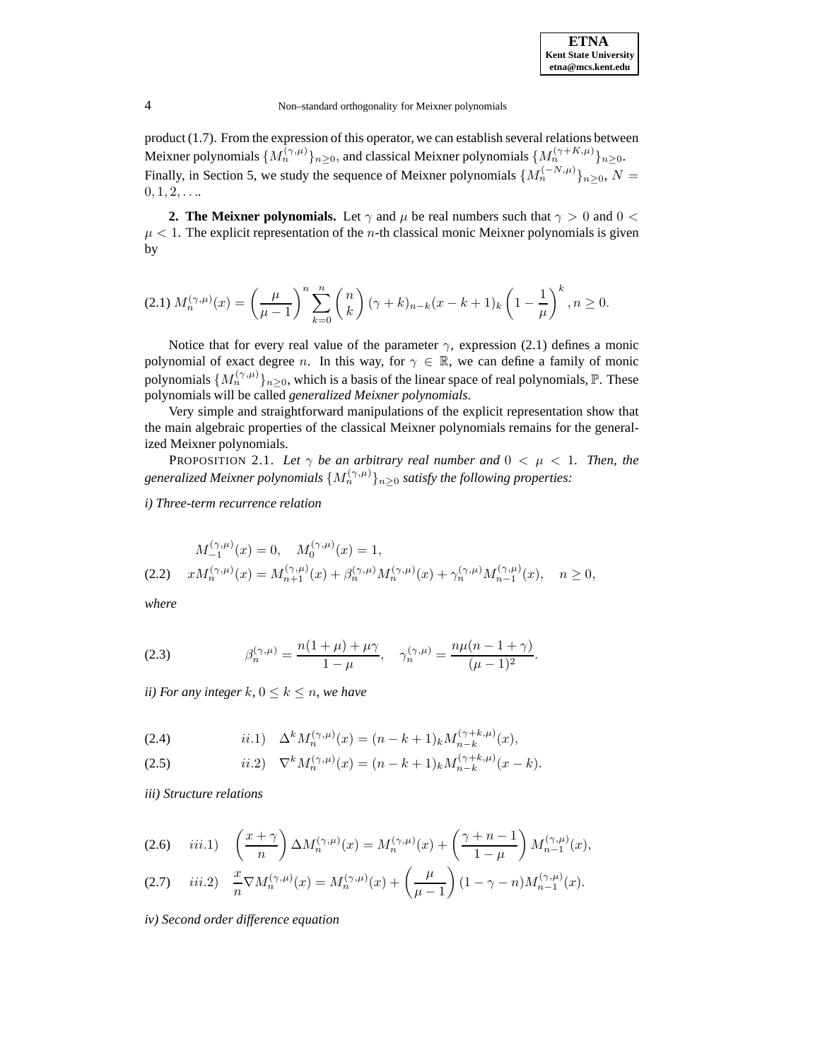product (1.7). From the expression of this operator, we can establish several relations between Meixner polynomials $\{M_n^{(\gamma,\mu)}\}_{n\geq 0}$, and classical Meixner polynomials $\{M_n^{(\gamma+K,\mu)}\}_{n\geq 0}$. Finally, in Section 5, we study the sequence of Meixner polynomials $\{M_n^{(-N,\mu)}\}_{n\geq 0}$, $N = 0, 1, 2, \ldots$.

**2. The Meixner polynomials.** Let $\gamma$ and $\mu$ be real numbers such that $\gamma > 0$ and $0 < \mu < 1$. The explicit representation of the $n$-th classical monic Meixner polynomials is given by

$$M_n^{(\gamma,\mu)}(x) = \left(\frac{\mu}{\mu-1}\right)^n \sum_{k=0}^{n} \binom{n}{k} (\gamma+k)_{n-k}(x-k+1)_k \left(1-\frac{1}{\mu}\right)^k, n \geq 0. \tag{2.1}$$

Notice that for every real value of the parameter $\gamma$, expression (2.1) defines a monic polynomial of exact degree $n$. In this way, for $\gamma \in \mathbb{R}$, we can define a family of monic polynomials $\{M_n^{(\gamma,\mu)}\}_{n\geq 0}$, which is a basis of the linear space of real polynomials, $\mathbb{P}$. These polynomials will be called *generalized Meixner polynomials*.

Very simple and straightforward manipulations of the explicit representation show that the main algebraic properties of the classical Meixner polynomials remains for the generalized Meixner polynomials.

PROPOSITION 2.1. *Let $\gamma$ be an arbitrary real number and $0 < \mu < 1$. Then, the generalized Meixner polynomials $\{M_n^{(\gamma,\mu)}\}_{n\geq 0}$ satisfy the following properties:*

*i) Three-term recurrence relation*

$$M_{-1}^{(\gamma,\mu)}(x) = 0, \quad M_0^{(\gamma,\mu)}(x) = 1,$$

$$xM_n^{(\gamma,\mu)}(x) = M_{n+1}^{(\gamma,\mu)}(x) + \beta_n^{(\gamma,\mu)} M_n^{(\gamma,\mu)}(x) + \gamma_n^{(\gamma,\mu)} M_{n-1}^{(\gamma,\mu)}(x), \quad n \geq 0, \tag{2.2}$$

*where*

$$\beta_n^{(\gamma,\mu)} = \frac{n(1+\mu)+\mu\gamma}{1-\mu}, \quad \gamma_n^{(\gamma,\mu)} = \frac{n\mu(n-1+\gamma)}{(\mu-1)^2}. \tag{2.3}$$

*ii) For any integer $k$, $0 \leq k \leq n$, we have*

$$ii.1) \quad \Delta^k M_n^{(\gamma,\mu)}(x) = (n-k+1)_k M_{n-k}^{(\gamma+k,\mu)}(x), \tag{2.4}$$

$$ii.2) \quad \nabla^k M_n^{(\gamma,\mu)}(x) = (n-k+1)_k M_{n-k}^{(\gamma+k,\mu)}(x-k). \tag{2.5}$$

*iii) Structure relations*

$$iii.1) \quad \left(\frac{x+\gamma}{n}\right) \Delta M_n^{(\gamma,\mu)}(x) = M_n^{(\gamma,\mu)}(x) + \left(\frac{\gamma+n-1}{1-\mu}\right) M_{n-1}^{(\gamma,\mu)}(x), \tag{2.6}$$

$$iii.2) \quad \frac{x}{n} \nabla M_n^{(\gamma,\mu)}(x) = M_n^{(\gamma,\mu)}(x) + \left(\frac{\mu}{\mu-1}\right)(1-\gamma-n) M_{n-1}^{(\gamma,\mu)}(x). \tag{2.7}$$

*iv) Second order difference equation*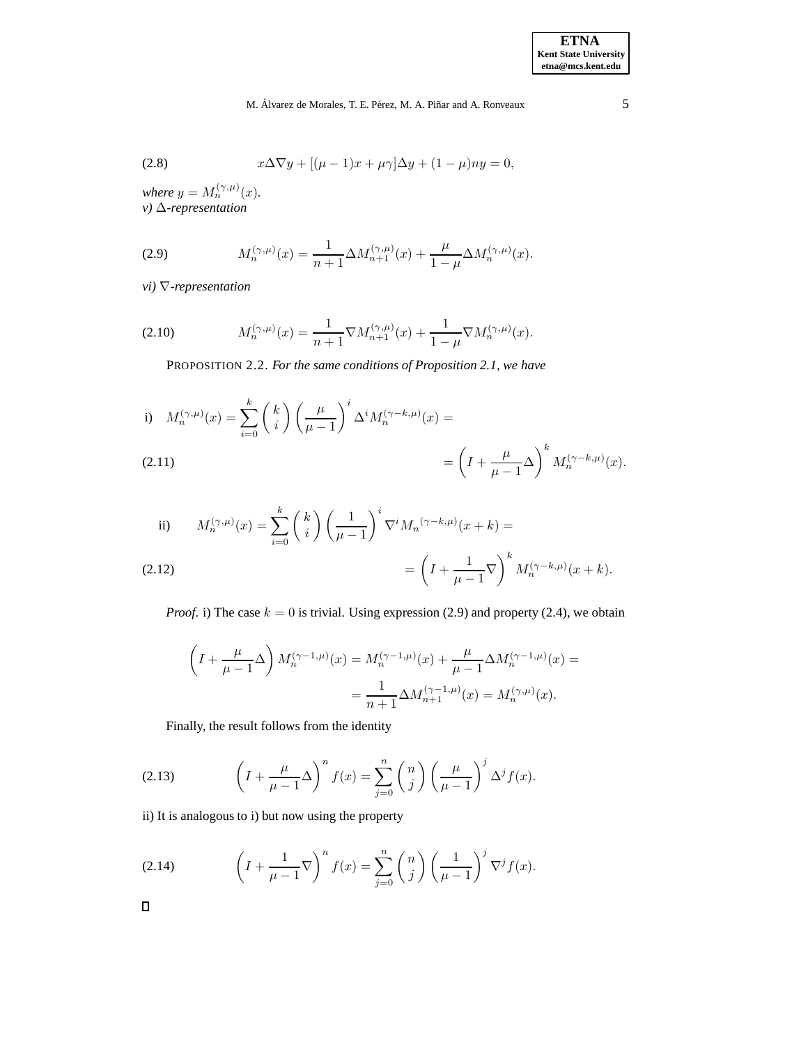$$x\Delta\nabla y + [(\mu - 1)x + \mu\gamma]\Delta y + (1 - \mu)ny = 0, \tag{2.8}$$

*where* $y = M_n^{(\gamma,\mu)}(x)$.

*v)* $\Delta$*-representation*

$$M_n^{(\gamma,\mu)}(x) = \frac{1}{n+1}\Delta M_{n+1}^{(\gamma,\mu)}(x) + \frac{\mu}{1-\mu}\Delta M_n^{(\gamma,\mu)}(x). \tag{2.9}$$

*vi)* $\nabla$*-representation*

$$M_n^{(\gamma,\mu)}(x) = \frac{1}{n+1}\nabla M_{n+1}^{(\gamma,\mu)}(x) + \frac{1}{1-\mu}\nabla M_n^{(\gamma,\mu)}(x). \tag{2.10}$$

PROPOSITION 2.2. *For the same conditions of Proposition 2.1, we have*

i) $$M_n^{(\gamma,\mu)}(x) = \sum_{i=0}^{k} \binom{k}{i} \left(\frac{\mu}{\mu-1}\right)^i \Delta^i M_n^{(\gamma-k,\mu)}(x) = $$
$$= \left(I + \frac{\mu}{\mu-1}\Delta\right)^k M_n^{(\gamma-k,\mu)}(x). \tag{2.11}$$

ii) $$M_n^{(\gamma,\mu)}(x) = \sum_{i=0}^{k} \binom{k}{i} \left(\frac{1}{\mu-1}\right)^i \nabla^i M_n{}^{(\gamma-k,\mu)}(x+k) = $$
$$= \left(I + \frac{1}{\mu-1}\nabla\right)^k M_n^{(\gamma-k,\mu)}(x+k). \tag{2.12}$$

*Proof.* i) The case $k = 0$ is trivial. Using expression (2.9) and property (2.4), we obtain

$$\left(I + \frac{\mu}{\mu-1}\Delta\right) M_n^{(\gamma-1,\mu)}(x) = M_n^{(\gamma-1,\mu)}(x) + \frac{\mu}{\mu-1}\Delta M_n^{(\gamma-1,\mu)}(x) =$$
$$= \frac{1}{n+1}\Delta M_{n+1}^{(\gamma-1,\mu)}(x) = M_n^{(\gamma,\mu)}(x).$$

Finally, the result follows from the identity

$$\left(I + \frac{\mu}{\mu-1}\Delta\right)^n f(x) = \sum_{j=0}^{n} \binom{n}{j} \left(\frac{\mu}{\mu-1}\right)^j \Delta^j f(x). \tag{2.13}$$

ii) It is analogous to i) but now using the property

$$\left(I + \frac{1}{\mu-1}\nabla\right)^n f(x) = \sum_{j=0}^{n} \binom{n}{j} \left(\frac{1}{\mu-1}\right)^j \nabla^j f(x). \tag{2.14}$$

□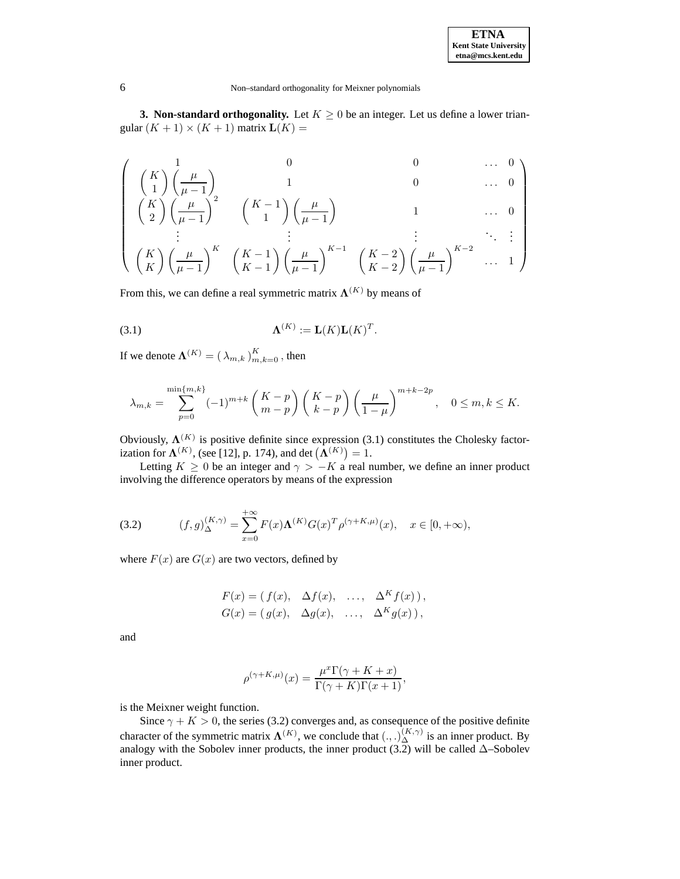**3. Non-standard orthogonality.** Let $K \geq 0$ be an integer. Let us define a lower triangular $(K+1) \times (K+1)$ matrix $\mathbf{L}(K) =$

$$
\begin{pmatrix}
1 & 0 & 0 & \dots & 0 \\
\binom{K}{1}\left(\frac{\mu}{\mu-1}\right) & 1 & 0 & \dots & 0 \\
\binom{K}{2}\left(\frac{\mu}{\mu-1}\right)^2 & \binom{K-1}{1}\left(\frac{\mu}{\mu-1}\right) & 1 & \dots & 0 \\
\vdots & \vdots & \vdots & \ddots & \vdots \\
\binom{K}{K}\left(\frac{\mu}{\mu-1}\right)^K & \binom{K-1}{K-1}\left(\frac{\mu}{\mu-1}\right)^{K-1} & \binom{K-2}{K-2}\left(\frac{\mu}{\mu-1}\right)^{K-2} & \dots & 1
\end{pmatrix}
$$

From this, we can define a real symmetric matrix $\mathbf{\Lambda}^{(K)}$ by means of

$$
\mathbf{\Lambda}^{(K)} := \mathbf{L}(K)\mathbf{L}(K)^T. \tag{3.1}
$$

If we denote $\mathbf{\Lambda}^{(K)} = (\,\lambda_{m,k}\,)_{m,k=0}^{K}$, then

$$
\lambda_{m,k} = \sum_{p=0}^{\min\{m,k\}} (-1)^{m+k} \binom{K-p}{m-p} \binom{K-p}{k-p} \left(\frac{\mu}{1-\mu}\right)^{m+k-2p}, \quad 0 \leq m,k \leq K.
$$

Obviously, $\mathbf{\Lambda}^{(K)}$ is positive definite since expression (3.1) constitutes the Cholesky factorization for $\mathbf{\Lambda}^{(K)}$, (see [12], p. 174), and $\det\left(\mathbf{\Lambda}^{(K)}\right) = 1$.

Letting $K \geq 0$ be an integer and $\gamma > -K$ a real number, we define an inner product involving the difference operators by means of the expression

$$
(f,g)_{\Delta}^{(K,\gamma)} = \sum_{x=0}^{+\infty} F(x)\mathbf{\Lambda}^{(K)}G(x)^T \rho^{(\gamma+K,\mu)}(x), \quad x \in [0,+\infty), \tag{3.2}
$$

where $F(x)$ are $G(x)$ are two vectors, defined by

$$
\begin{aligned}
F(x) &= (\, f(x), \quad \Delta f(x), \quad \dots, \quad \Delta^K f(x)\,), \\
G(x) &= (\, g(x), \quad \Delta g(x), \quad \dots, \quad \Delta^K g(x)\,),
\end{aligned}
$$

and

$$
\rho^{(\gamma+K,\mu)}(x) = \frac{\mu^x \Gamma(\gamma+K+x)}{\Gamma(\gamma+K)\Gamma(x+1)},
$$

is the Meixner weight function.

Since $\gamma + K > 0$, the series (3.2) converges and, as consequence of the positive definite character of the symmetric matrix $\mathbf{\Lambda}^{(K)}$, we conclude that $(.,.)_{\Delta}^{(K,\gamma)}$ is an inner product. By analogy with the Sobolev inner products, the inner product (3.2) will be called $\Delta$–Sobolev inner product.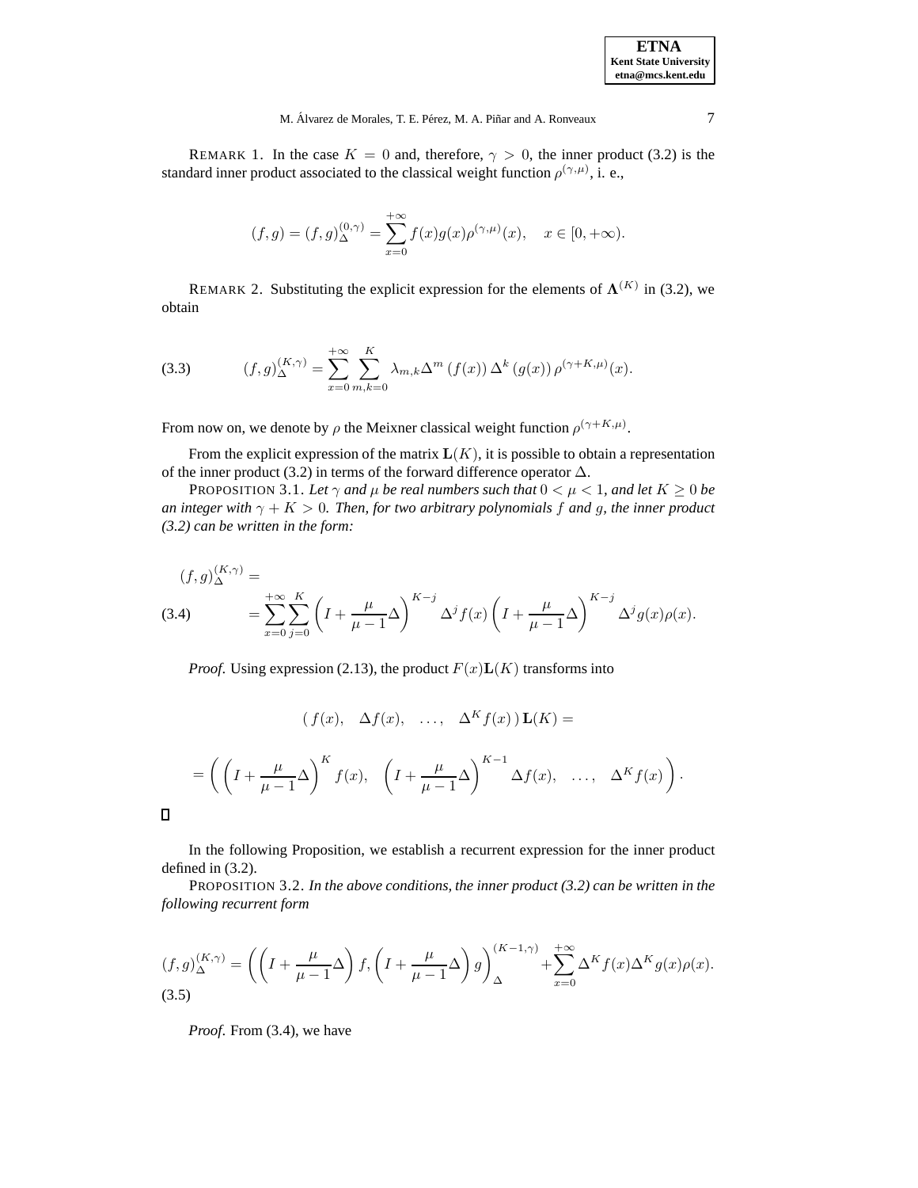REMARK 1. In the case $K = 0$ and, therefore, $\gamma > 0$, the inner product (3.2) is the standard inner product associated to the classical weight function $\rho^{(\gamma,\mu)}$, i. e.,

$$(f,g) = (f,g)_{\Delta}^{(0,\gamma)} = \sum_{x=0}^{+\infty} f(x)g(x)\rho^{(\gamma,\mu)}(x), \quad x \in [0,+\infty).$$

REMARK 2. Substituting the explicit expression for the elements of $\mathbf{\Lambda}^{(K)}$ in (3.2), we obtain

$$(f,g)_{\Delta}^{(K,\gamma)} = \sum_{x=0}^{+\infty} \sum_{m,k=0}^{K} \lambda_{m,k} \Delta^m \left(f(x)\right) \Delta^k \left(g(x)\right) \rho^{(\gamma+K,\mu)}(x). \tag{3.3}$$

From now on, we denote by $\rho$ the Meixner classical weight function $\rho^{(\gamma+K,\mu)}$.

From the explicit expression of the matrix $\mathbf{L}(K)$, it is possible to obtain a representation of the inner product (3.2) in terms of the forward difference operator $\Delta$.

PROPOSITION 3.1. *Let $\gamma$ and $\mu$ be real numbers such that $0 < \mu < 1$, and let $K \geq 0$ be an integer with $\gamma + K > 0$. Then, for two arbitrary polynomials $f$ and $g$, the inner product (3.2) can be written in the form:*

$$(f,g)_{\Delta}^{(K,\gamma)} = \sum_{x=0}^{+\infty} \sum_{j=0}^{K} \left(I + \frac{\mu}{\mu-1}\Delta\right)^{K-j} \Delta^j f(x) \left(I + \frac{\mu}{\mu-1}\Delta\right)^{K-j} \Delta^j g(x) \rho(x). \tag{3.4}$$

*Proof.* Using expression (2.13), the product $F(x)\mathbf{L}(K)$ transforms into

$$\left( f(x), \quad \Delta f(x), \quad \ldots, \quad \Delta^K f(x) \right) \mathbf{L}(K) =$$

$$= \left( \left(I + \frac{\mu}{\mu-1}\Delta\right)^{K} f(x), \quad \left(I + \frac{\mu}{\mu-1}\Delta\right)^{K-1} \Delta f(x), \quad \ldots, \quad \Delta^K f(x) \right).$$

$\square$

In the following Proposition, we establish a recurrent expression for the inner product defined in (3.2).

PROPOSITION 3.2. *In the above conditions, the inner product (3.2) can be written in the following recurrent form*

$$(f,g)_{\Delta}^{(K,\gamma)} = \left( \left(I + \frac{\mu}{\mu-1}\Delta\right) f, \left(I + \frac{\mu}{\mu-1}\Delta\right) g \right)_{\Delta}^{(K-1,\gamma)} + \sum_{x=0}^{+\infty} \Delta^K f(x) \Delta^K g(x) \rho(x). \tag{3.5}$$

*Proof.* From (3.4), we have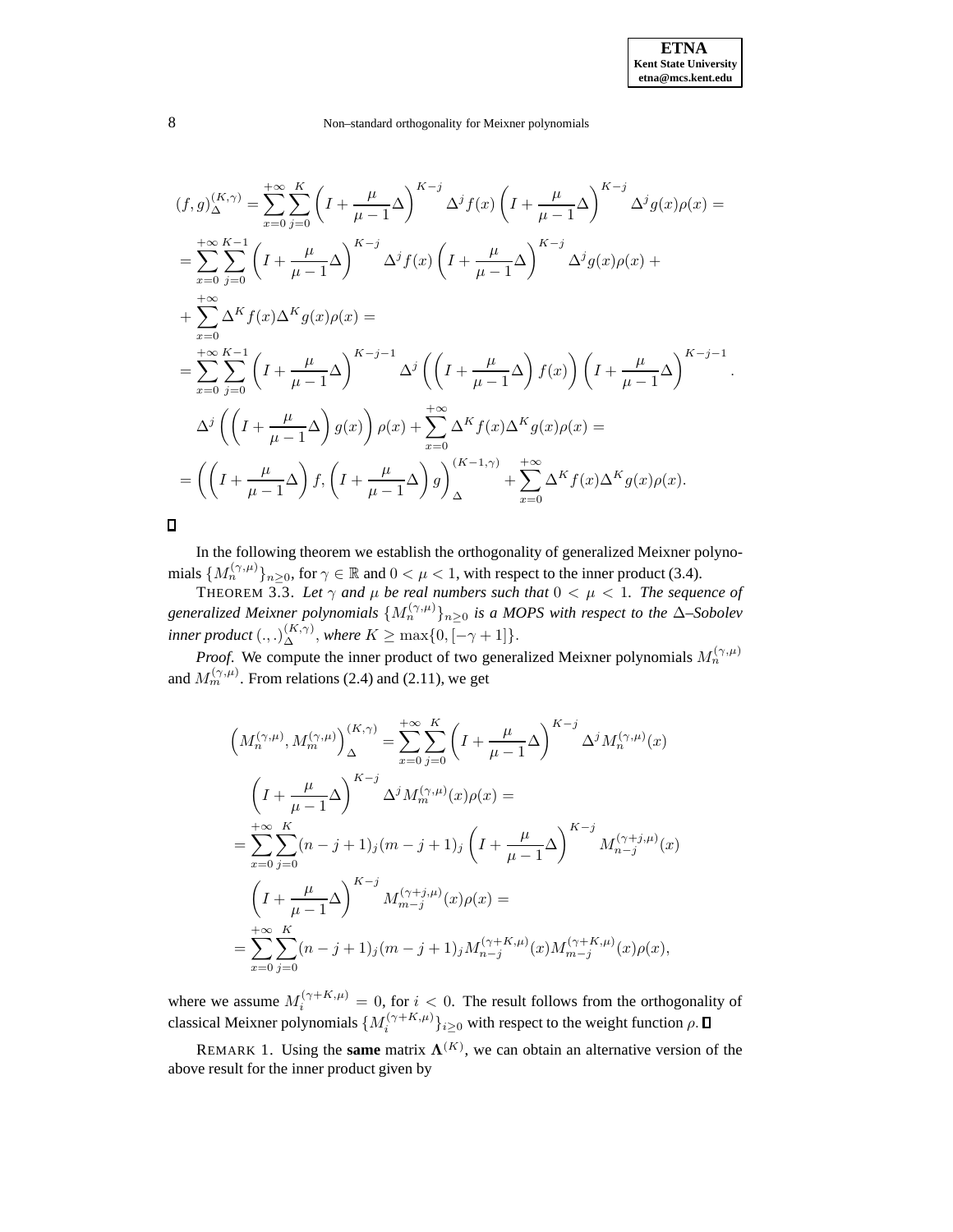$$
\begin{aligned}
(f,g)_{\Delta}^{(K,\gamma)} &= \sum_{x=0}^{+\infty}\sum_{j=0}^{K}\left(I+\frac{\mu}{\mu-1}\Delta\right)^{K-j}\Delta^j f(x)\left(I+\frac{\mu}{\mu-1}\Delta\right)^{K-j}\Delta^j g(x)\rho(x) = \\
&= \sum_{x=0}^{+\infty}\sum_{j=0}^{K-1}\left(I+\frac{\mu}{\mu-1}\Delta\right)^{K-j}\Delta^j f(x)\left(I+\frac{\mu}{\mu-1}\Delta\right)^{K-j}\Delta^j g(x)\rho(x) + \\
&+ \sum_{x=0}^{+\infty}\Delta^K f(x)\Delta^K g(x)\rho(x) = \\
&= \sum_{x=0}^{+\infty}\sum_{j=0}^{K-1}\left(I+\frac{\mu}{\mu-1}\Delta\right)^{K-j-1}\Delta^j\left(\left(I+\frac{\mu}{\mu-1}\Delta\right)f(x)\right)\left(I+\frac{\mu}{\mu-1}\Delta\right)^{K-j-1}\cdot \\
&\quad \Delta^j\left(\left(I+\frac{\mu}{\mu-1}\Delta\right)g(x)\right)\rho(x) + \sum_{x=0}^{+\infty}\Delta^K f(x)\Delta^K g(x)\rho(x) = \\
&= \left(\left(I+\frac{\mu}{\mu-1}\Delta\right)f, \left(I+\frac{\mu}{\mu-1}\Delta\right)g\right)_{\Delta}^{(K-1,\gamma)} + \sum_{x=0}^{+\infty}\Delta^K f(x)\Delta^K g(x)\rho(x).
\end{aligned}
$$

∎

In the following theorem we establish the orthogonality of generalized Meixner polynomials $\{M_n^{(\gamma,\mu)}\}_{n\geq 0}$, for $\gamma\in\mathbb{R}$ and $0<\mu<1$, with respect to the inner product (3.4).

THEOREM 3.3. *Let $\gamma$ and $\mu$ be real numbers such that $0<\mu<1$. The sequence of generalized Meixner polynomials $\{M_n^{(\gamma,\mu)}\}_{n\geq 0}$ is a MOPS with respect to the $\Delta$–Sobolev inner product $(.,.)_{\Delta}^{(K,\gamma)}$, where $K\geq\max\{0,[-\gamma+1]\}$.*

*Proof.* We compute the inner product of two generalized Meixner polynomials $M_n^{(\gamma,\mu)}$ and $M_m^{(\gamma,\mu)}$. From relations (2.4) and (2.11), we get

$$
\begin{aligned}
\left(M_n^{(\gamma,\mu)}, M_m^{(\gamma,\mu)}\right)_{\Delta}^{(K,\gamma)} &= \sum_{x=0}^{+\infty}\sum_{j=0}^{K}\left(I+\frac{\mu}{\mu-1}\Delta\right)^{K-j}\Delta^j M_n^{(\gamma,\mu)}(x) \\
&\quad \left(I+\frac{\mu}{\mu-1}\Delta\right)^{K-j}\Delta^j M_m^{(\gamma,\mu)}(x)\rho(x) = \\
&= \sum_{x=0}^{+\infty}\sum_{j=0}^{K}(n-j+1)_j(m-j+1)_j\left(I+\frac{\mu}{\mu-1}\Delta\right)^{K-j}M_{n-j}^{(\gamma+j,\mu)}(x) \\
&\quad \left(I+\frac{\mu}{\mu-1}\Delta\right)^{K-j}M_{m-j}^{(\gamma+j,\mu)}(x)\rho(x) = \\
&= \sum_{x=0}^{+\infty}\sum_{j=0}^{K}(n-j+1)_j(m-j+1)_j M_{n-j}^{(\gamma+K,\mu)}(x)M_{m-j}^{(\gamma+K,\mu)}(x)\rho(x),
\end{aligned}
$$

where we assume $M_i^{(\gamma+K,\mu)}=0$, for $i<0$. The result follows from the orthogonality of classical Meixner polynomials $\{M_i^{(\gamma+K,\mu)}\}_{i\geq 0}$ with respect to the weight function $\rho$. ∎

REMARK 1. Using the **same** matrix $\mathbf{\Lambda}^{(K)}$, we can obtain an alternative version of the above result for the inner product given by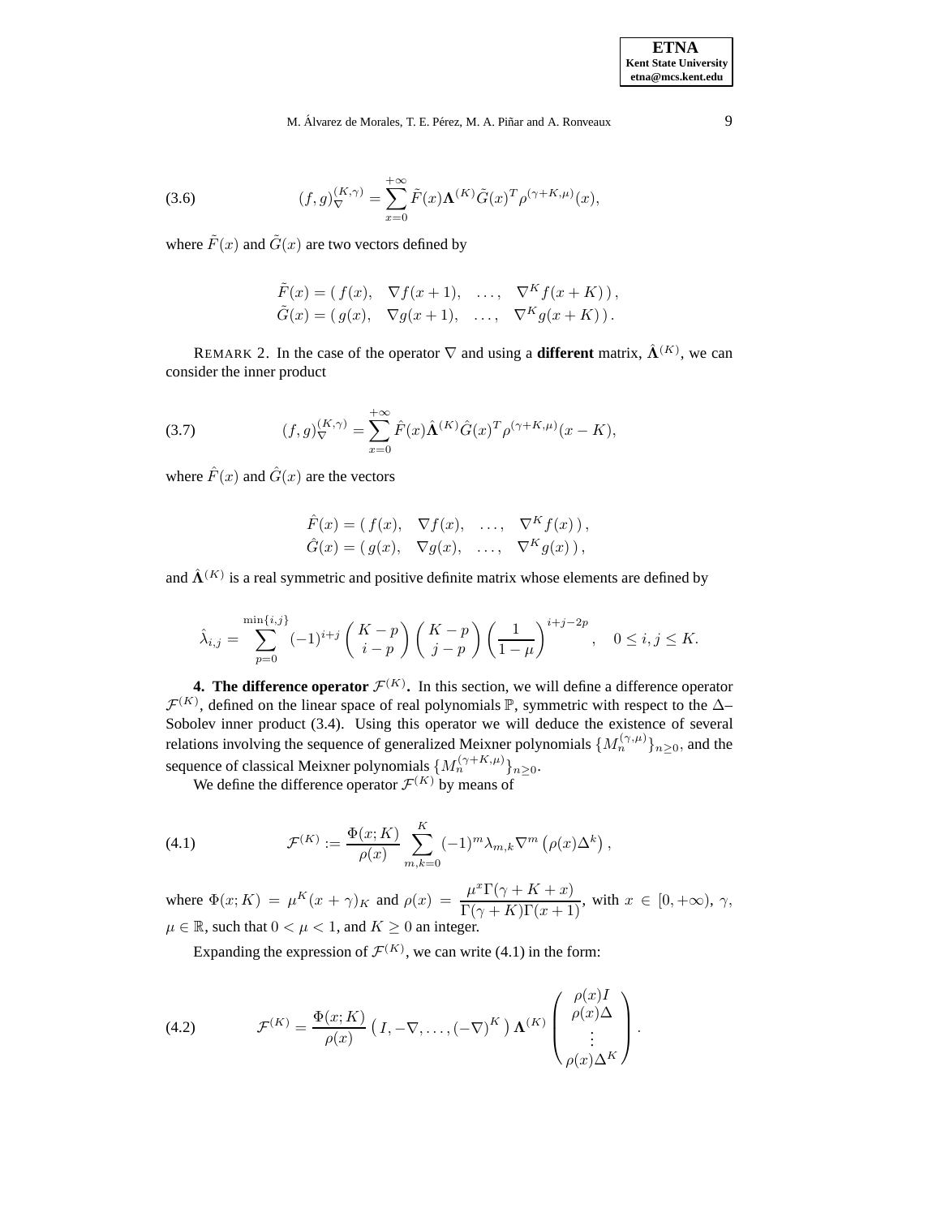$$(f,g)_{\nabla}^{(K,\gamma)} = \sum_{x=0}^{+\infty} \tilde{F}(x)\mathbf{\Lambda}^{(K)}\tilde{G}(x)^T \rho^{(\gamma+K,\mu)}(x), \tag{3.6}$$

where $\tilde{F}(x)$ and $\tilde{G}(x)$ are two vectors defined by

$$\begin{aligned}
\tilde{F}(x) &= (\, f(x), \quad \nabla f(x+1), \quad \ldots, \quad \nabla^K f(x+K)\,),\\
\tilde{G}(x) &= (\, g(x), \quad \nabla g(x+1), \quad \ldots, \quad \nabla^K g(x+K)\,).
\end{aligned}$$

REMARK 2. In the case of the operator $\nabla$ and using a **different** matrix, $\hat{\mathbf{\Lambda}}^{(K)}$, we can consider the inner product

$$(f,g)_{\nabla}^{(K,\gamma)} = \sum_{x=0}^{+\infty} \hat{F}(x)\hat{\mathbf{\Lambda}}^{(K)}\hat{G}(x)^T \rho^{(\gamma+K,\mu)}(x-K), \tag{3.7}$$

where $\hat{F}(x)$ and $\hat{G}(x)$ are the vectors

$$\begin{aligned}
\hat{F}(x) &= (\, f(x), \quad \nabla f(x), \quad \ldots, \quad \nabla^K f(x)\,),\\
\hat{G}(x) &= (\, g(x), \quad \nabla g(x), \quad \ldots, \quad \nabla^K g(x)\,),
\end{aligned}$$

and $\hat{\mathbf{\Lambda}}^{(K)}$ is a real symmetric and positive definite matrix whose elements are defined by

$$\hat{\lambda}_{i,j} = \sum_{p=0}^{\min\{i,j\}} (-1)^{i+j} \binom{K-p}{i-p} \binom{K-p}{j-p} \left(\frac{1}{1-\mu}\right)^{i+j-2p}, \quad 0 \le i,j \le K.$$

**4. The difference operator $\mathcal{F}^{(K)}$.** In this section, we will define a difference operator $\mathcal{F}^{(K)}$, defined on the linear space of real polynomials $\mathbb{P}$, symmetric with respect to the $\Delta$–Sobolev inner product (3.4). Using this operator we will deduce the existence of several relations involving the sequence of generalized Meixner polynomials $\{M_n^{(\gamma,\mu)}\}_{n\ge 0}$, and the sequence of classical Meixner polynomials $\{M_n^{(\gamma+K,\mu)}\}_{n\ge 0}$.

We define the difference operator $\mathcal{F}^{(K)}$ by means of

$$\mathcal{F}^{(K)} := \frac{\Phi(x;K)}{\rho(x)} \sum_{m,k=0}^{K} (-1)^m \lambda_{m,k} \nabla^m \left(\rho(x)\Delta^k\right), \tag{4.1}$$

where $\Phi(x;K) = \mu^K (x+\gamma)_K$ and $\rho(x) = \dfrac{\mu^x \Gamma(\gamma+K+x)}{\Gamma(\gamma+K)\Gamma(x+1)}$, with $x \in [0,+\infty)$, $\gamma$, $\mu \in \mathbb{R}$, such that $0 < \mu < 1$, and $K \ge 0$ an integer.

Expanding the expression of $\mathcal{F}^{(K)}$, we can write (4.1) in the form:

$$\mathcal{F}^{(K)} = \frac{\Phi(x;K)}{\rho(x)} \left( I, -\nabla, \ldots, (-\nabla)^K \right) \mathbf{\Lambda}^{(K)} \begin{pmatrix} \rho(x) I \\ \rho(x)\Delta \\ \vdots \\ \rho(x)\Delta^K \end{pmatrix}. \tag{4.2}$$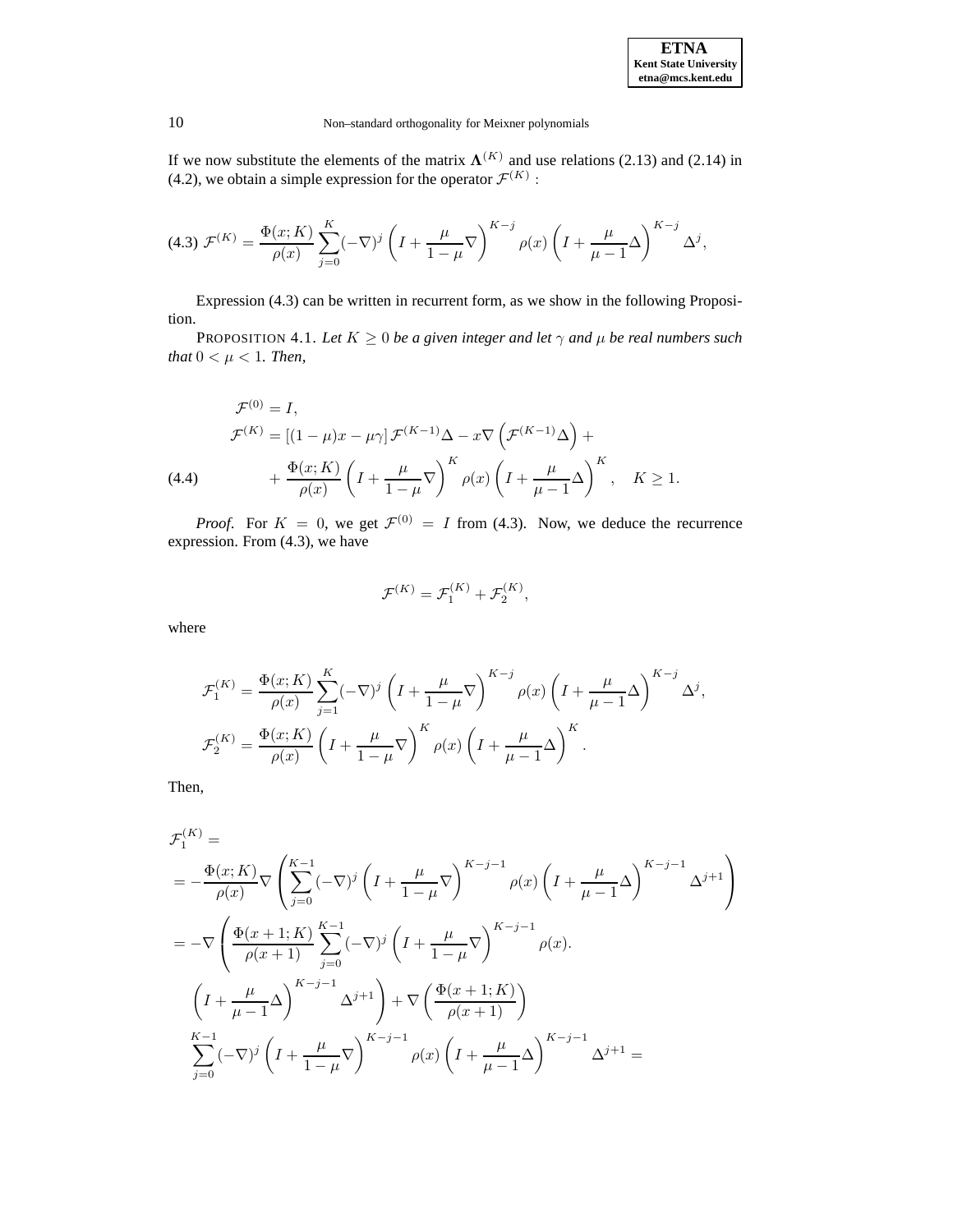If we now substitute the elements of the matrix $\mathbf{\Lambda}^{(K)}$ and use relations (2.13) and (2.14) in (4.2), we obtain a simple expression for the operator $\mathcal{F}^{(K)}$ :

$$\mathcal{F}^{(K)} = \frac{\Phi(x;K)}{\rho(x)} \sum_{j=0}^{K} (-\nabla)^j \left( I + \frac{\mu}{1-\mu}\nabla \right)^{K-j} \rho(x) \left( I + \frac{\mu}{\mu-1}\Delta \right)^{K-j} \Delta^j, \tag{4.3}$$

Expression (4.3) can be written in recurrent form, as we show in the following Proposition.

PROPOSITION 4.1. *Let $K \geq 0$ be a given integer and let $\gamma$ and $\mu$ be real numbers such that $0 < \mu < 1$. Then,*

$$\begin{aligned}
\mathcal{F}^{(0)} &= I, \\
\mathcal{F}^{(K)} &= [(1-\mu)x - \mu\gamma]\, \mathcal{F}^{(K-1)}\Delta - x\nabla\left(\mathcal{F}^{(K-1)}\Delta\right) + \\
&\quad + \frac{\Phi(x;K)}{\rho(x)} \left( I + \frac{\mu}{1-\mu}\nabla \right)^{K} \rho(x) \left( I + \frac{\mu}{\mu-1}\Delta \right)^{K}, \quad K \geq 1.
\end{aligned} \tag{4.4}$$

*Proof.* For $K = 0$, we get $\mathcal{F}^{(0)} = I$ from (4.3). Now, we deduce the recurrence expression. From (4.3), we have

$$\mathcal{F}^{(K)} = \mathcal{F}_1^{(K)} + \mathcal{F}_2^{(K)},$$

where

$$\begin{aligned}
\mathcal{F}_1^{(K)} &= \frac{\Phi(x;K)}{\rho(x)} \sum_{j=1}^{K} (-\nabla)^j \left( I + \frac{\mu}{1-\mu}\nabla \right)^{K-j} \rho(x) \left( I + \frac{\mu}{\mu-1}\Delta \right)^{K-j} \Delta^j, \\
\mathcal{F}_2^{(K)} &= \frac{\Phi(x;K)}{\rho(x)} \left( I + \frac{\mu}{1-\mu}\nabla \right)^{K} \rho(x) \left( I + \frac{\mu}{\mu-1}\Delta \right)^{K}.
\end{aligned}$$

Then,

$$\begin{aligned}
&\mathcal{F}_1^{(K)} = \\
&= -\frac{\Phi(x;K)}{\rho(x)} \nabla \left( \sum_{j=0}^{K-1} (-\nabla)^j \left( I + \frac{\mu}{1-\mu}\nabla \right)^{K-j-1} \rho(x) \left( I + \frac{\mu}{\mu-1}\Delta \right)^{K-j-1} \Delta^{j+1} \right) \\
&= -\nabla \left( \frac{\Phi(x+1;K)}{\rho(x+1)} \sum_{j=0}^{K-1} (-\nabla)^j \left( I + \frac{\mu}{1-\mu}\nabla \right)^{K-j-1} \rho(x). \right. \\
&\quad \left. \left( I + \frac{\mu}{\mu-1}\Delta \right)^{K-j-1} \Delta^{j+1} \right) + \nabla\left( \frac{\Phi(x+1;K)}{\rho(x+1)} \right) \\
&\quad \sum_{j=0}^{K-1} (-\nabla)^j \left( I + \frac{\mu}{1-\mu}\nabla \right)^{K-j-1} \rho(x) \left( I + \frac{\mu}{\mu-1}\Delta \right)^{K-j-1} \Delta^{j+1} =
\end{aligned}$$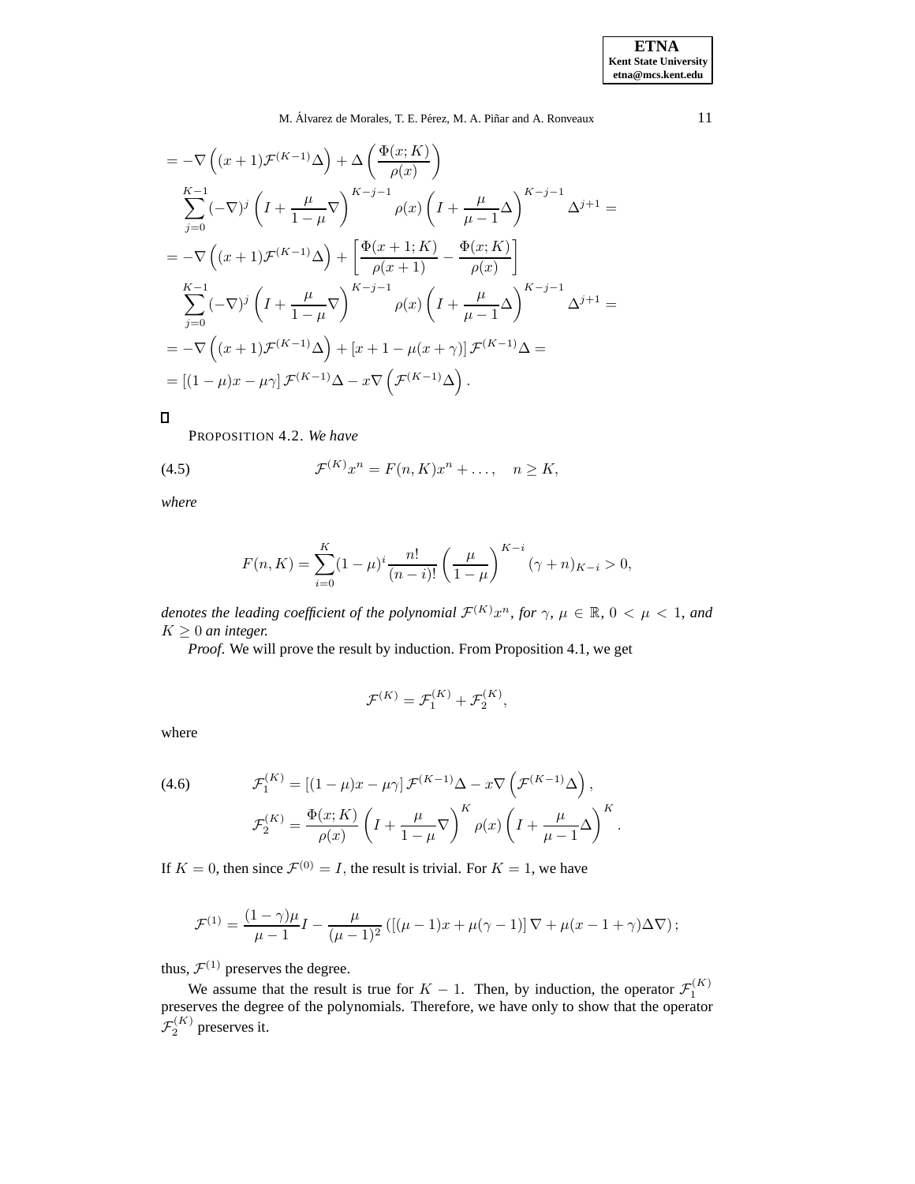$$
\begin{aligned}
&= -\nabla\left((x+1)\mathcal{F}^{(K-1)}\Delta\right) + \Delta\left(\frac{\Phi(x;K)}{\rho(x)}\right) \\
&\quad \sum_{j=0}^{K-1}(-\nabla)^j\left(I+\frac{\mu}{1-\mu}\nabla\right)^{K-j-1}\rho(x)\left(I+\frac{\mu}{\mu-1}\Delta\right)^{K-j-1}\Delta^{j+1} = \\
&= -\nabla\left((x+1)\mathcal{F}^{(K-1)}\Delta\right) + \left[\frac{\Phi(x+1;K)}{\rho(x+1)} - \frac{\Phi(x;K)}{\rho(x)}\right] \\
&\quad \sum_{j=0}^{K-1}(-\nabla)^j\left(I+\frac{\mu}{1-\mu}\nabla\right)^{K-j-1}\rho(x)\left(I+\frac{\mu}{\mu-1}\Delta\right)^{K-j-1}\Delta^{j+1} = \\
&= -\nabla\left((x+1)\mathcal{F}^{(K-1)}\Delta\right) + \left[x+1-\mu(x+\gamma)\right]\mathcal{F}^{(K-1)}\Delta = \\
&= \left[(1-\mu)x-\mu\gamma\right]\mathcal{F}^{(K-1)}\Delta - x\nabla\left(\mathcal{F}^{(K-1)}\Delta\right).
\end{aligned}
$$

□

PROPOSITION 4.2. *We have*

$$
\mathcal{F}^{(K)}x^n = F(n,K)x^n + \dots, \quad n \geq K, \tag{4.5}
$$

*where*

$$
F(n,K) = \sum_{i=0}^{K}(1-\mu)^i\frac{n!}{(n-i)!}\left(\frac{\mu}{1-\mu}\right)^{K-i}(\gamma+n)_{K-i} > 0,
$$

*denotes the leading coefficient of the polynomial $\mathcal{F}^{(K)}x^n$, for $\gamma,\, \mu \in \mathbb{R}$, $0 < \mu < 1$, and $K \geq 0$ an integer.*

*Proof*. We will prove the result by induction. From Proposition 4.1, we get

$$
\mathcal{F}^{(K)} = \mathcal{F}_1^{(K)} + \mathcal{F}_2^{(K)},
$$

where

$$
\begin{aligned}
\mathcal{F}_1^{(K)} &= \left[(1-\mu)x-\mu\gamma\right]\mathcal{F}^{(K-1)}\Delta - x\nabla\left(\mathcal{F}^{(K-1)}\Delta\right), \\
\mathcal{F}_2^{(K)} &= \frac{\Phi(x;K)}{\rho(x)}\left(I+\frac{\mu}{1-\mu}\nabla\right)^K\rho(x)\left(I+\frac{\mu}{\mu-1}\Delta\right)^K.
\end{aligned} \tag{4.6}
$$

If $K=0$, then since $\mathcal{F}^{(0)} = I$, the result is trivial. For $K=1$, we have

$$
\mathcal{F}^{(1)} = \frac{(1-\gamma)\mu}{\mu-1}I - \frac{\mu}{(\mu-1)^2}\left(\left[(\mu-1)x+\mu(\gamma-1)\right]\nabla + \mu(x-1+\gamma)\Delta\nabla\right);
$$

thus, $\mathcal{F}^{(1)}$ preserves the degree.

We assume that the result is true for $K-1$. Then, by induction, the operator $\mathcal{F}_1^{(K)}$ preserves the degree of the polynomials. Therefore, we have only to show that the operator $\mathcal{F}_2^{(K)}$ preserves it.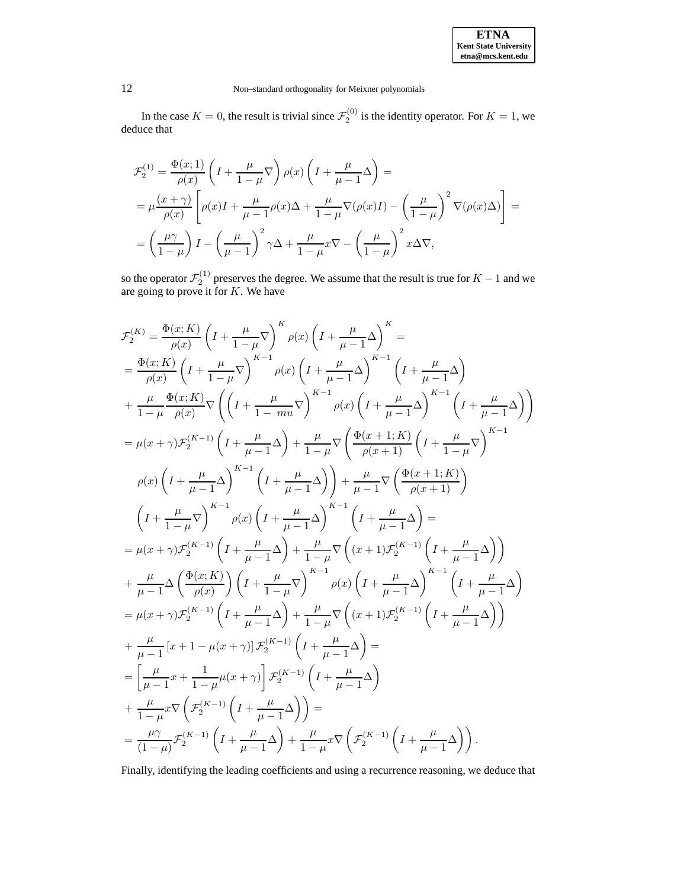In the case $K = 0$, the result is trivial since $\mathcal{F}_2^{(0)}$ is the identity operator. For $K = 1$, we deduce that

$$
\begin{aligned}
\mathcal{F}_2^{(1)} &= \frac{\Phi(x;1)}{\rho(x)} \left( I + \frac{\mu}{1-\mu} \nabla \right) \rho(x) \left( I + \frac{\mu}{\mu - 1} \Delta \right) = \\
&= \mu \frac{(x+\gamma)}{\rho(x)} \left[ \rho(x) I + \frac{\mu}{\mu-1} \rho(x) \Delta + \frac{\mu}{1-\mu} \nabla(\rho(x) I) - \left( \frac{\mu}{1-\mu} \right)^2 \nabla(\rho(x)\Delta) \right] = \\
&= \left( \frac{\mu\gamma}{1-\mu} \right) I - \left( \frac{\mu}{\mu-1} \right)^2 \gamma \Delta + \frac{\mu}{1-\mu} x \nabla - \left( \frac{\mu}{1-\mu} \right)^2 x \Delta \nabla,
\end{aligned}
$$

so the operator $\mathcal{F}_2^{(1)}$ preserves the degree. We assume that the result is true for $K-1$ and we are going to prove it for $K$. We have

$$
\begin{aligned}
\mathcal{F}_2^{(K)} &= \frac{\Phi(x;K)}{\rho(x)} \left( I + \frac{\mu}{1-\mu} \nabla \right)^K \rho(x) \left( I + \frac{\mu}{\mu-1} \Delta \right)^K = \\
&= \frac{\Phi(x;K)}{\rho(x)} \left( I + \frac{\mu}{1-\mu} \nabla \right)^{K-1} \rho(x) \left( I + \frac{\mu}{\mu-1} \Delta \right)^{K-1} \left( I + \frac{\mu}{\mu-1} \Delta \right) \\
&+ \frac{\mu}{1-\mu} \frac{\Phi(x;K)}{\rho(x)} \nabla \left( \left( I + \frac{\mu}{1-\ mu} \nabla \right)^{K-1} \rho(x) \left( I + \frac{\mu}{\mu-1} \Delta \right)^{K-1} \left( I + \frac{\mu}{\mu-1} \Delta \right) \right) \\
&= \mu(x+\gamma) \mathcal{F}_2^{(K-1)} \left( I + \frac{\mu}{\mu-1} \Delta \right) + \frac{\mu}{1-\mu} \nabla \left( \frac{\Phi(x+1;K)}{\rho(x+1)} \left( I + \frac{\mu}{1-\mu} \nabla \right)^{K-1} \right. \\
&\quad \left. \rho(x) \left( I + \frac{\mu}{\mu-1} \Delta \right)^{K-1} \left( I + \frac{\mu}{\mu-1} \Delta \right) \right) + \frac{\mu}{\mu-1} \nabla \left( \frac{\Phi(x+1;K)}{\rho(x+1)} \right) \\
&\quad \left( I + \frac{\mu}{1-\mu} \nabla \right)^{K-1} \rho(x) \left( I + \frac{\mu}{\mu-1} \Delta \right)^{K-1} \left( I + \frac{\mu}{\mu-1} \Delta \right) = \\
&= \mu(x+\gamma) \mathcal{F}_2^{(K-1)} \left( I + \frac{\mu}{\mu-1} \Delta \right) + \frac{\mu}{1-\mu} \nabla \left( (x+1) \mathcal{F}_2^{(K-1)} \left( I + \frac{\mu}{\mu-1} \Delta \right) \right) \\
&+ \frac{\mu}{\mu-1} \Delta \left( \frac{\Phi(x;K)}{\rho(x)} \right) \left( I + \frac{\mu}{1-\mu} \nabla \right)^{K-1} \rho(x) \left( I + \frac{\mu}{\mu-1} \Delta \right)^{K-1} \left( I + \frac{\mu}{\mu-1} \Delta \right) \\
&= \mu(x+\gamma) \mathcal{F}_2^{(K-1)} \left( I + \frac{\mu}{\mu-1} \Delta \right) + \frac{\mu}{1-\mu} \nabla \left( (x+1) \mathcal{F}_2^{(K-1)} \left( I + \frac{\mu}{\mu-1} \Delta \right) \right) \\
&+ \frac{\mu}{\mu-1} \left[ x+1 - \mu(x+\gamma) \right] \mathcal{F}_2^{(K-1)} \left( I + \frac{\mu}{\mu-1} \Delta \right) = \\
&= \left[ \frac{\mu}{\mu-1} x + \frac{1}{1-\mu} \mu(x+\gamma) \right] \mathcal{F}_2^{(K-1)} \left( I + \frac{\mu}{\mu-1} \Delta \right) \\
&+ \frac{\mu}{1-\mu} x \nabla \left( \mathcal{F}_2^{(K-1)} \left( I + \frac{\mu}{\mu-1} \Delta \right) \right) = \\
&= \frac{\mu\gamma}{(1-\mu)} \mathcal{F}_2^{(K-1)} \left( I + \frac{\mu}{\mu-1} \Delta \right) + \frac{\mu}{1-\mu} x \nabla \left( \mathcal{F}_2^{(K-1)} \left( I + \frac{\mu}{\mu-1} \Delta \right) \right).
\end{aligned}
$$

Finally, identifying the leading coefficients and using a recurrence reasoning, we deduce that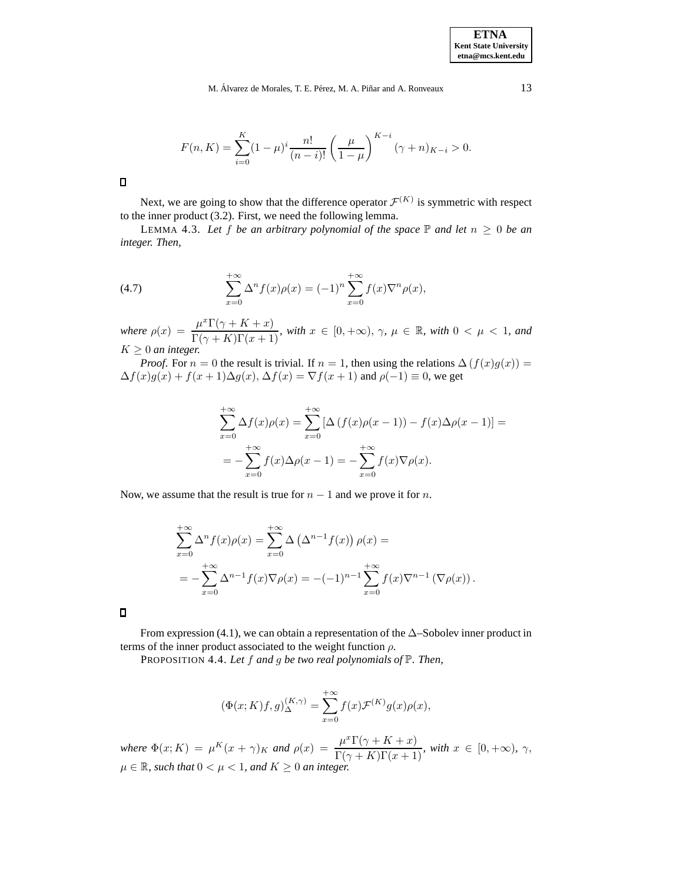$$F(n, K) = \sum_{i=0}^{K} (1-\mu)^i \frac{n!}{(n-i)!} \left( \frac{\mu}{1-\mu} \right)^{K-i} (\gamma + n)_{K-i} > 0.$$

□

Next, we are going to show that the difference operator $\mathcal{F}^{(K)}$ is symmetric with respect to the inner product (3.2). First, we need the following lemma.

LEMMA 4.3. *Let $f$ be an arbitrary polynomial of the space $\mathbb{P}$ and let $n \geq 0$ be an integer. Then,*

$$\sum_{x=0}^{+\infty} \Delta^n f(x) \rho(x) = (-1)^n \sum_{x=0}^{+\infty} f(x) \nabla^n \rho(x), \tag{4.7}$$

*where* $\rho(x) = \dfrac{\mu^x \Gamma(\gamma + K + x)}{\Gamma(\gamma + K)\Gamma(x+1)}$, *with* $x \in [0, +\infty)$, $\gamma$, $\mu \in \mathbb{R}$, *with* $0 < \mu < 1$, *and* $K \geq 0$ *an integer.*

*Proof.* For $n = 0$ the result is trivial. If $n = 1$, then using the relations $\Delta (f(x)g(x)) = \Delta f(x) g(x) + f(x+1) \Delta g(x)$, $\Delta f(x) = \nabla f(x+1)$ and $\rho(-1) \equiv 0$, we get

$$\begin{aligned}
\sum_{x=0}^{+\infty} \Delta f(x) \rho(x) &= \sum_{x=0}^{+\infty} \left[ \Delta \left( f(x) \rho(x-1) \right) - f(x) \Delta \rho(x-1) \right] = \\
&= -\sum_{x=0}^{+\infty} f(x) \Delta \rho(x-1) = -\sum_{x=0}^{+\infty} f(x) \nabla \rho(x).
\end{aligned}$$

Now, we assume that the result is true for $n-1$ and we prove it for $n$.

$$\begin{aligned}
\sum_{x=0}^{+\infty} \Delta^n f(x) \rho(x) &= \sum_{x=0}^{+\infty} \Delta \left( \Delta^{n-1} f(x) \right) \rho(x) = \\
&= -\sum_{x=0}^{+\infty} \Delta^{n-1} f(x) \nabla \rho(x) = -(-1)^{n-1} \sum_{x=0}^{+\infty} f(x) \nabla^{n-1} \left( \nabla \rho(x) \right).
\end{aligned}$$

□

From expression (4.1), we can obtain a representation of the $\Delta$–Sobolev inner product in terms of the inner product associated to the weight function $\rho$.

PROPOSITION 4.4. *Let $f$ and $g$ be two real polynomials of $\mathbb{P}$. Then,*

$$(\Phi(x; K) f, g)_{\Delta}^{(K,\gamma)} = \sum_{x=0}^{+\infty} f(x) \mathcal{F}^{(K)} g(x) \rho(x),$$

*where* $\Phi(x; K) = \mu^K (x + \gamma)_K$ *and* $\rho(x) = \dfrac{\mu^x \Gamma(\gamma + K + x)}{\Gamma(\gamma + K)\Gamma(x+1)}$, *with* $x \in [0, +\infty)$, $\gamma$, $\mu \in \mathbb{R}$, *such that* $0 < \mu < 1$, *and* $K \geq 0$ *an integer.*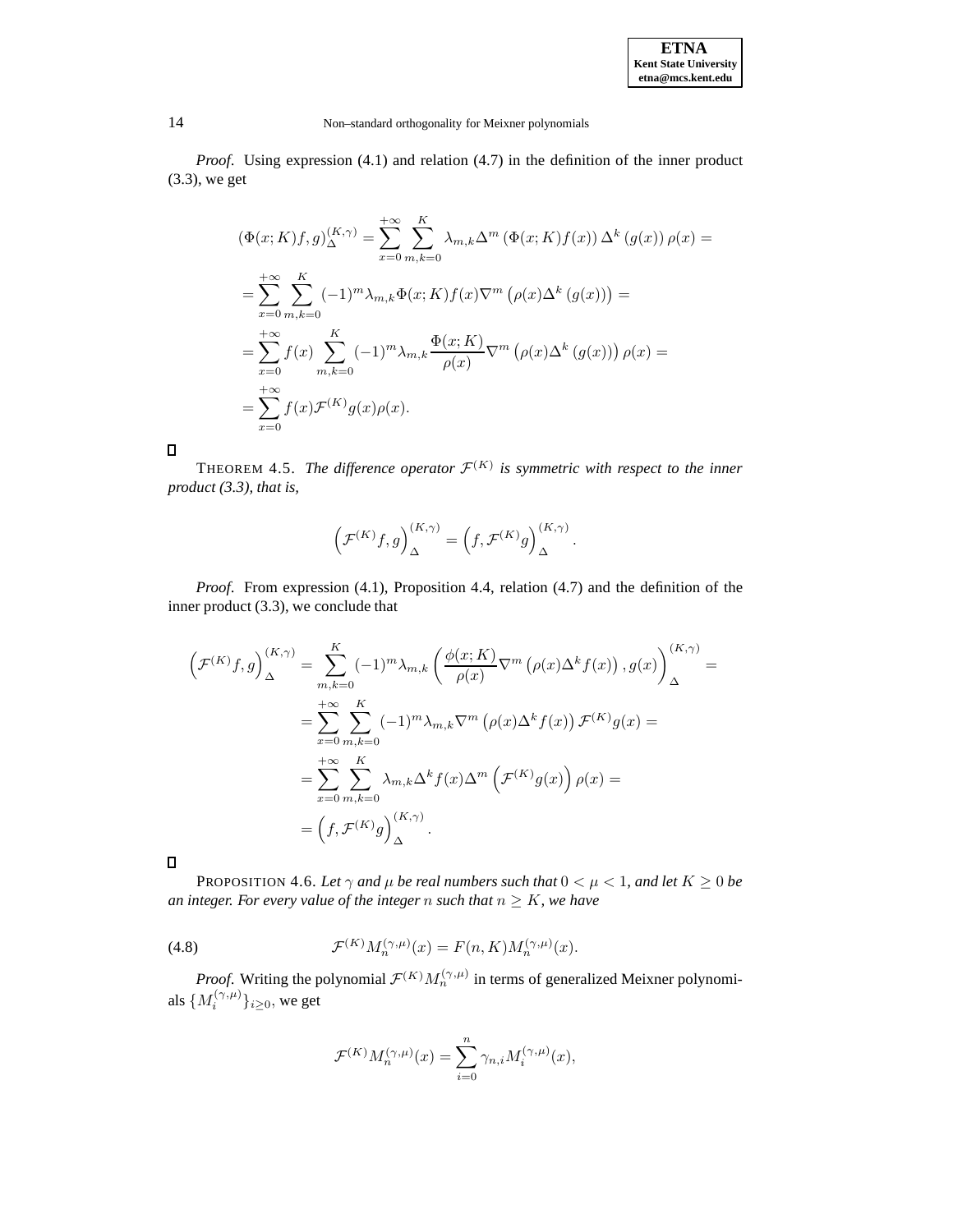*Proof.* Using expression (4.1) and relation (4.7) in the definition of the inner product (3.3), we get

$$
\begin{aligned}
(\Phi(x;K)f,g)_{\Delta}^{(K,\gamma)} &= \sum_{x=0}^{+\infty}\sum_{m,k=0}^{K}\lambda_{m,k}\Delta^m\left(\Phi(x;K)f(x)\right)\Delta^k\left(g(x)\right)\rho(x) = \\
&= \sum_{x=0}^{+\infty}\sum_{m,k=0}^{K}(-1)^m\lambda_{m,k}\Phi(x;K)f(x)\nabla^m\left(\rho(x)\Delta^k\left(g(x)\right)\right) = \\
&= \sum_{x=0}^{+\infty}f(x)\sum_{m,k=0}^{K}(-1)^m\lambda_{m,k}\frac{\Phi(x;K)}{\rho(x)}\nabla^m\left(\rho(x)\Delta^k\left(g(x)\right)\right)\rho(x) = \\
&= \sum_{x=0}^{+\infty}f(x)\mathcal{F}^{(K)}g(x)\rho(x).
\end{aligned}
$$

□

THEOREM 4.5. *The difference operator $\mathcal{F}^{(K)}$ is symmetric with respect to the inner product (3.3), that is,*

$$
\left(\mathcal{F}^{(K)}f,g\right)_{\Delta}^{(K,\gamma)} = \left(f,\mathcal{F}^{(K)}g\right)_{\Delta}^{(K,\gamma)}.
$$

*Proof.* From expression (4.1), Proposition 4.4, relation (4.7) and the definition of the inner product (3.3), we conclude that

$$
\begin{aligned}
\left(\mathcal{F}^{(K)}f,g\right)_{\Delta}^{(K,\gamma)} &= \sum_{m,k=0}^{K}(-1)^m\lambda_{m,k}\left(\frac{\phi(x;K)}{\rho(x)}\nabla^m\left(\rho(x)\Delta^k f(x)\right),g(x)\right)_{\Delta}^{(K,\gamma)} = \\
&= \sum_{x=0}^{+\infty}\sum_{m,k=0}^{K}(-1)^m\lambda_{m,k}\nabla^m\left(\rho(x)\Delta^k f(x)\right)\mathcal{F}^{(K)}g(x) = \\
&= \sum_{x=0}^{+\infty}\sum_{m,k=0}^{K}\lambda_{m,k}\Delta^k f(x)\Delta^m\left(\mathcal{F}^{(K)}g(x)\right)\rho(x) = \\
&= \left(f,\mathcal{F}^{(K)}g\right)_{\Delta}^{(K,\gamma)}.
\end{aligned}
$$

□

PROPOSITION 4.6. *Let $\gamma$ and $\mu$ be real numbers such that $0<\mu<1$, and let $K\geq 0$ be an integer. For every value of the integer $n$ such that $n\geq K$, we have*

$$
\mathcal{F}^{(K)}M_n^{(\gamma,\mu)}(x) = F(n,K)M_n^{(\gamma,\mu)}(x). \tag{4.8}
$$

*Proof.* Writing the polynomial $\mathcal{F}^{(K)}M_n^{(\gamma,\mu)}$ in terms of generalized Meixner polynomials $\{M_i^{(\gamma,\mu)}\}_{i\geq 0}$, we get

$$
\mathcal{F}^{(K)}M_n^{(\gamma,\mu)}(x) = \sum_{i=0}^{n}\gamma_{n,i}M_i^{(\gamma,\mu)}(x),
$$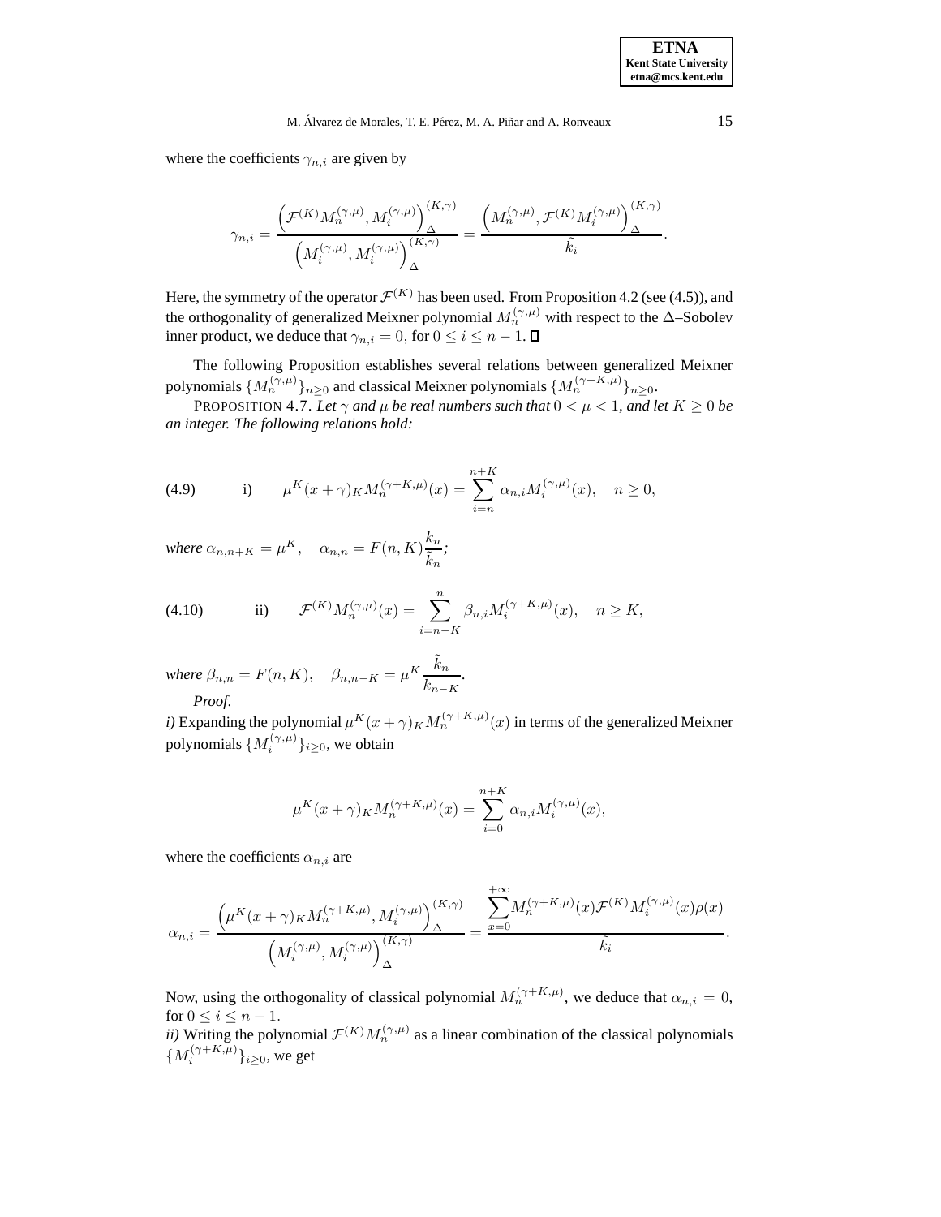where the coefficients $\gamma_{n,i}$ are given by

$$\gamma_{n,i} = \frac{\left(\mathcal{F}^{(K)} M_n^{(\gamma,\mu)}, M_i^{(\gamma,\mu)}\right)_\Delta^{(K,\gamma)}}{\left(M_i^{(\gamma,\mu)}, M_i^{(\gamma,\mu)}\right)_\Delta^{(K,\gamma)}} = \frac{\left(M_n^{(\gamma,\mu)}, \mathcal{F}^{(K)} M_i^{(\gamma,\mu)}\right)_\Delta^{(K,\gamma)}}{\tilde{k}_i}.$$

Here, the symmetry of the operator $\mathcal{F}^{(K)}$ has been used. From Proposition 4.2 (see (4.5)), and the orthogonality of generalized Meixner polynomial $M_n^{(\gamma,\mu)}$ with respect to the $\Delta$–Sobolev inner product, we deduce that $\gamma_{n,i} = 0$, for $0 \le i \le n-1$. $\square$

The following Proposition establishes several relations between generalized Meixner polynomials $\{M_n^{(\gamma,\mu)}\}_{n\ge 0}$ and classical Meixner polynomials $\{M_n^{(\gamma+K,\mu)}\}_{n\ge 0}$.

PROPOSITION 4.7. *Let $\gamma$ and $\mu$ be real numbers such that $0 < \mu < 1$, and let $K \ge 0$ be an integer. The following relations hold:*

$$\text{i)} \qquad \mu^K (x+\gamma)_K M_n^{(\gamma+K,\mu)}(x) = \sum_{i=n}^{n+K} \alpha_{n,i} M_i^{(\gamma,\mu)}(x), \quad n \ge 0, \tag{4.9}$$

*where* $\alpha_{n,n+K} = \mu^K, \quad \alpha_{n,n} = F(n,K)\dfrac{k_n}{\tilde{k}_n}$*;*

$$\text{ii)} \qquad \mathcal{F}^{(K)} M_n^{(\gamma,\mu)}(x) = \sum_{i=n-K}^{n} \beta_{n,i} M_i^{(\gamma+K,\mu)}(x), \quad n \ge K, \tag{4.10}$$

*where* $\beta_{n,n} = F(n,K), \quad \beta_{n,n-K} = \mu^K \dfrac{\tilde{k}_n}{k_{n-K}}$.

*Proof.*

*i)* Expanding the polynomial $\mu^K (x+\gamma)_K M_n^{(\gamma+K,\mu)}(x)$ in terms of the generalized Meixner polynomials $\{M_i^{(\gamma,\mu)}\}_{i\ge 0}$, we obtain

$$\mu^K (x+\gamma)_K M_n^{(\gamma+K,\mu)}(x) = \sum_{i=0}^{n+K} \alpha_{n,i} M_i^{(\gamma,\mu)}(x),$$

where the coefficients $\alpha_{n,i}$ are

$$\alpha_{n,i} = \frac{\left(\mu^K (x+\gamma)_K M_n^{(\gamma+K,\mu)}, M_i^{(\gamma,\mu)}\right)_\Delta^{(K,\gamma)}}{\left(M_i^{(\gamma,\mu)}, M_i^{(\gamma,\mu)}\right)_\Delta^{(K,\gamma)}} = \frac{\displaystyle\sum_{x=0}^{+\infty} M_n^{(\gamma+K,\mu)}(x) \mathcal{F}^{(K)} M_i^{(\gamma,\mu)}(x) \rho(x)}{\tilde{k}_i}.$$

Now, using the orthogonality of classical polynomial $M_n^{(\gamma+K,\mu)}$, we deduce that $\alpha_{n,i} = 0$, for $0 \le i \le n-1$.

*ii)* Writing the polynomial $\mathcal{F}^{(K)} M_n^{(\gamma,\mu)}$ as a linear combination of the classical polynomials $\{M_i^{(\gamma+K,\mu)}\}_{i\ge 0}$, we get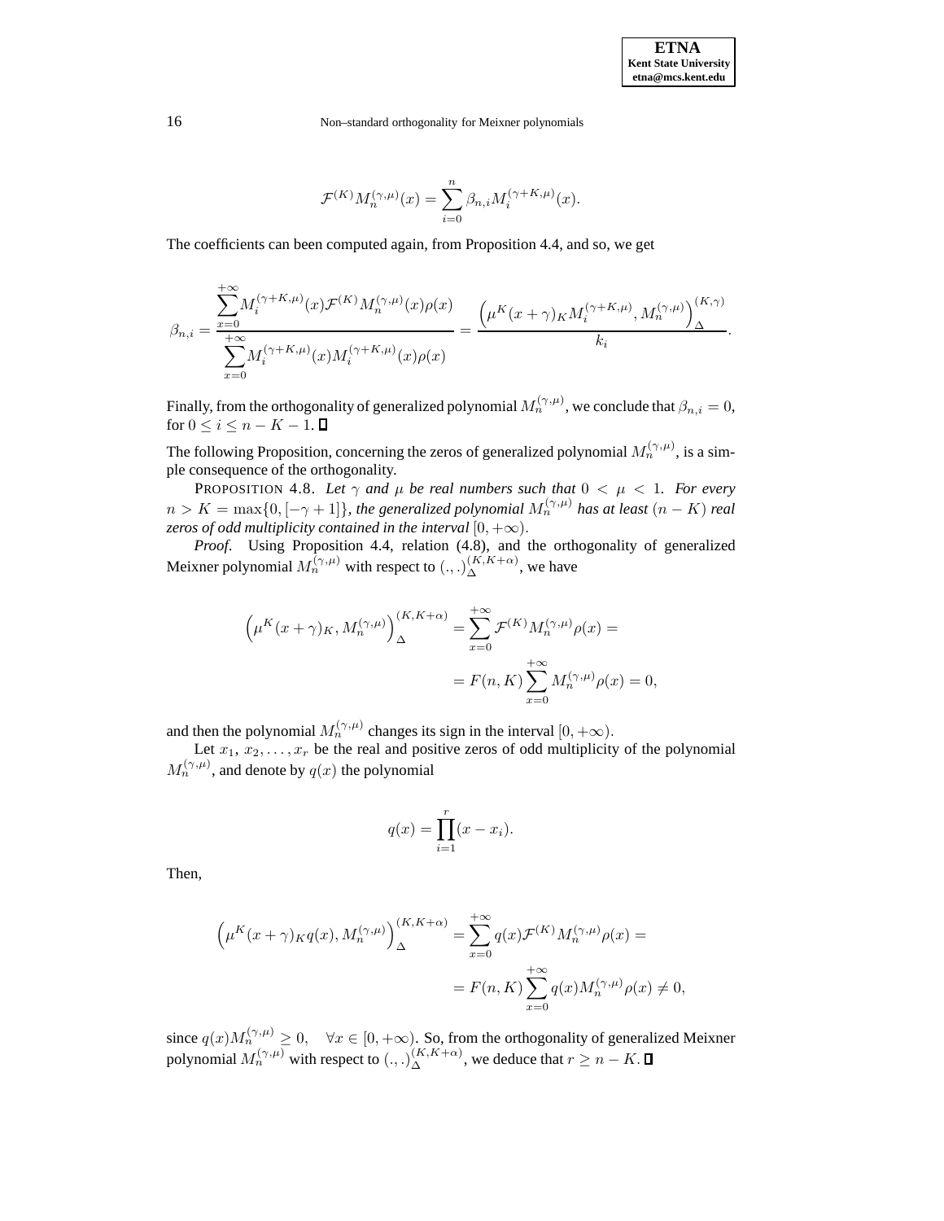$$\mathcal{F}^{(K)} M_n^{(\gamma,\mu)}(x) = \sum_{i=0}^{n} \beta_{n,i} M_i^{(\gamma+K,\mu)}(x).$$

The coefficients can been computed again, from Proposition 4.4, and so, we get

$$\beta_{n,i} = \frac{\displaystyle\sum_{x=0}^{+\infty} M_i^{(\gamma+K,\mu)}(x) \mathcal{F}^{(K)} M_n^{(\gamma,\mu)}(x)\rho(x)}{\displaystyle\sum_{x=0}^{+\infty} M_i^{(\gamma+K,\mu)}(x) M_i^{(\gamma+K,\mu)}(x)\rho(x)} = \frac{\left(\mu^K (x+\gamma)_K M_i^{(\gamma+K,\mu)}, M_n^{(\gamma,\mu)}\right)_\Delta^{(K,\gamma)}}{k_i}.$$

Finally, from the orthogonality of generalized polynomial $M_n^{(\gamma,\mu)}$, we conclude that $\beta_{n,i} = 0$, for $0 \leq i \leq n - K - 1$. ∎

The following Proposition, concerning the zeros of generalized polynomial $M_n^{(\gamma,\mu)}$, is a simple consequence of the orthogonality.

PROPOSITION 4.8. *Let $\gamma$ and $\mu$ be real numbers such that $0 < \mu < 1$. For every $n > K = \max\{0, [-\gamma+1]\}$, the generalized polynomial $M_n^{(\gamma,\mu)}$ has at least $(n-K)$ real zeros of odd multiplicity contained in the interval $[0, +\infty)$.*

*Proof.* Using Proposition 4.4, relation (4.8), and the orthogonality of generalized Meixner polynomial $M_n^{(\gamma,\mu)}$ with respect to $(.,.)_\Delta^{(K,K+\alpha)}$, we have

$$\begin{aligned}\left(\mu^K (x+\gamma)_K, M_n^{(\gamma,\mu)}\right)_\Delta^{(K,K+\alpha)} &= \sum_{x=0}^{+\infty} \mathcal{F}^{(K)} M_n^{(\gamma,\mu)} \rho(x) = \\ &= F(n,K) \sum_{x=0}^{+\infty} M_n^{(\gamma,\mu)} \rho(x) = 0,\end{aligned}$$

and then the polynomial $M_n^{(\gamma,\mu)}$ changes its sign in the interval $[0, +\infty)$.

Let $x_1, x_2, \ldots, x_r$ be the real and positive zeros of odd multiplicity of the polynomial $M_n^{(\gamma,\mu)}$, and denote by $q(x)$ the polynomial

$$q(x) = \prod_{i=1}^{r} (x - x_i).$$

Then,

$$\begin{aligned}\left(\mu^K (x+\gamma)_K q(x), M_n^{(\gamma,\mu)}\right)_\Delta^{(K,K+\alpha)} &= \sum_{x=0}^{+\infty} q(x) \mathcal{F}^{(K)} M_n^{(\gamma,\mu)} \rho(x) = \\ &= F(n,K) \sum_{x=0}^{+\infty} q(x) M_n^{(\gamma,\mu)} \rho(x) \neq 0,\end{aligned}$$

since $q(x) M_n^{(\gamma,\mu)} \geq 0, \quad \forall x \in [0, +\infty)$. So, from the orthogonality of generalized Meixner polynomial $M_n^{(\gamma,\mu)}$ with respect to $(.,.)_\Delta^{(K,K+\alpha)}$, we deduce that $r \geq n - K$. ∎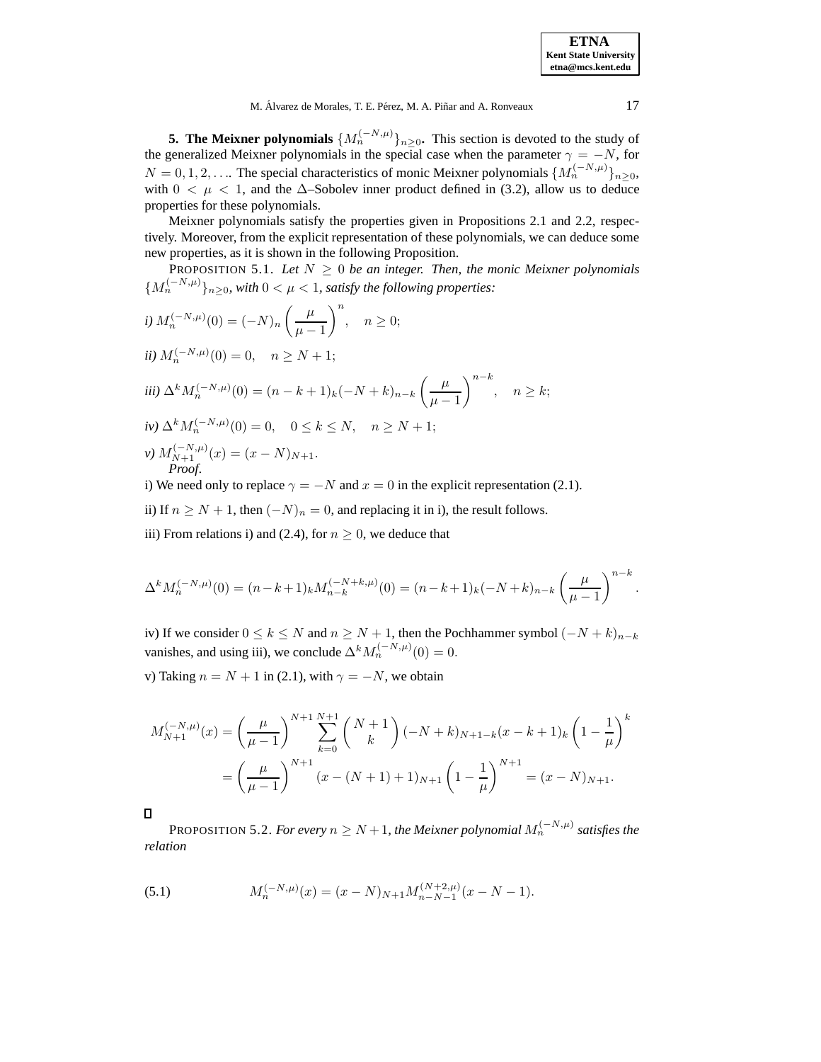**5. The Meixner polynomials** $\{M_n^{(-N,\mu)}\}_{n\geq 0}$**.** This section is devoted to the study of the generalized Meixner polynomials in the special case when the parameter $\gamma = -N$, for $N = 0, 1, 2, \ldots$. The special characteristics of monic Meixner polynomials $\{M_n^{(-N,\mu)}\}_{n\geq 0}$, with $0 < \mu < 1$, and the $\Delta$–Sobolev inner product defined in (3.2), allow us to deduce properties for these polynomials.

Meixner polynomials satisfy the properties given in Propositions 2.1 and 2.2, respectively. Moreover, from the explicit representation of these polynomials, we can deduce some new properties, as it is shown in the following Proposition.

PROPOSITION 5.1. *Let $N \geq 0$ be an integer. Then, the monic Meixner polynomials $\{M_n^{(-N,\mu)}\}_{n\geq 0}$, with $0 < \mu < 1$, satisfy the following properties:*

*i)* $M_n^{(-N,\mu)}(0) = (-N)_n \left(\dfrac{\mu}{\mu - 1}\right)^n, \quad n \geq 0;$

*ii)* $M_n^{(-N,\mu)}(0) = 0, \quad n \geq N + 1;$

*iii)* $\Delta^k M_n^{(-N,\mu)}(0) = (n - k + 1)_k (-N + k)_{n-k} \left(\dfrac{\mu}{\mu - 1}\right)^{n-k}, \quad n \geq k;$

*iv)* $\Delta^k M_n^{(-N,\mu)}(0) = 0, \quad 0 \leq k \leq N, \quad n \geq N + 1;$

*v)* $M_{N+1}^{(-N,\mu)}(x) = (x - N)_{N+1}.$

*Proof.*

i) We need only to replace $\gamma = -N$ and $x = 0$ in the explicit representation (2.1).

ii) If $n \geq N + 1$, then $(-N)_n = 0$, and replacing it in i), the result follows.

iii) From relations i) and (2.4), for $n \geq 0$, we deduce that

$$\Delta^k M_n^{(-N,\mu)}(0) = (n-k+1)_k M_{n-k}^{(-N+k,\mu)}(0) = (n-k+1)_k (-N+k)_{n-k} \left(\frac{\mu}{\mu - 1}\right)^{n-k}.$$

iv) If we consider $0 \leq k \leq N$ and $n \geq N + 1$, then the Pochhammer symbol $(-N + k)_{n-k}$ vanishes, and using iii), we conclude $\Delta^k M_n^{(-N,\mu)}(0) = 0$.

v) Taking $n = N + 1$ in (2.1), with $\gamma = -N$, we obtain

$$\begin{aligned} M_{N+1}^{(-N,\mu)}(x) &= \left(\frac{\mu}{\mu - 1}\right)^{N+1} \sum_{k=0}^{N+1} \binom{N+1}{k} (-N + k)_{N+1-k} (x - k + 1)_k \left(1 - \frac{1}{\mu}\right)^k \\ &= \left(\frac{\mu}{\mu - 1}\right)^{N+1} (x - (N+1) + 1)_{N+1} \left(1 - \frac{1}{\mu}\right)^{N+1} = (x - N)_{N+1}. \end{aligned}$$

$\square$

PROPOSITION 5.2. *For every $n \geq N+1$, the Meixner polynomial $M_n^{(-N,\mu)}$ satisfies the relation*

$$M_n^{(-N,\mu)}(x) = (x - N)_{N+1} M_{n-N-1}^{(N+2,\mu)}(x - N - 1). \tag{5.1}$$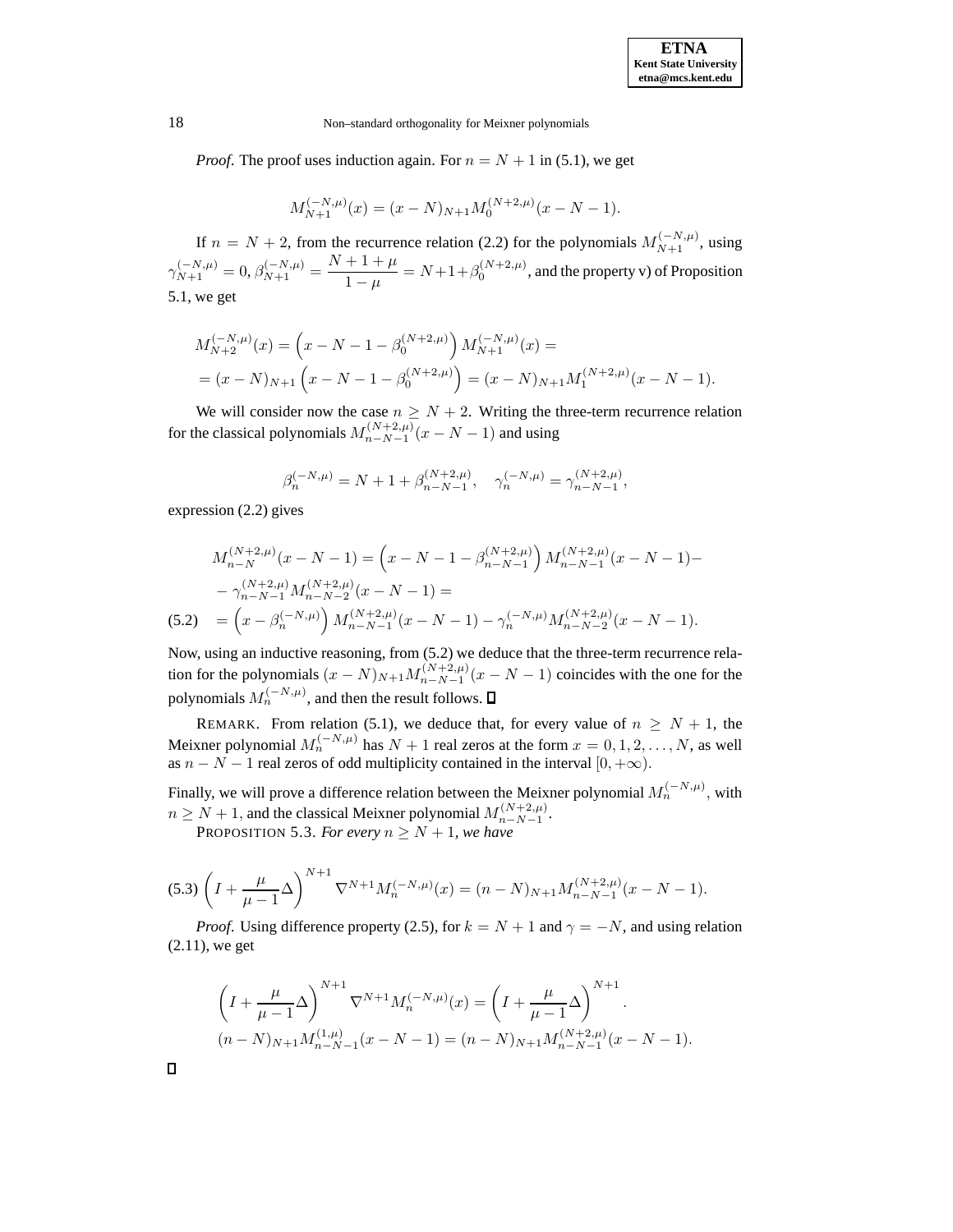*Proof.* The proof uses induction again. For $n = N + 1$ in (5.1), we get

$$M_{N+1}^{(-N,\mu)}(x) = (x - N)_{N+1} M_0^{(N+2,\mu)}(x - N - 1).$$

If $n = N + 2$, from the recurrence relation (2.2) for the polynomials $M_{N+1}^{(-N,\mu)}$, using $\gamma_{N+1}^{(-N,\mu)} = 0$, $\beta_{N+1}^{(-N,\mu)} = \dfrac{N+1+\mu}{1-\mu} = N+1+\beta_0^{(N+2,\mu)}$, and the property v) of Proposition 5.1, we get

$$\begin{aligned}
M_{N+2}^{(-N,\mu)}(x) &= \left(x - N - 1 - \beta_0^{(N+2,\mu)}\right) M_{N+1}^{(-N,\mu)}(x) = \\
&= (x-N)_{N+1}\left(x - N - 1 - \beta_0^{(N+2,\mu)}\right) = (x-N)_{N+1} M_1^{(N+2,\mu)}(x - N - 1).
\end{aligned}$$

We will consider now the case $n \geq N + 2$. Writing the three-term recurrence relation for the classical polynomials $M_{n-N-1}^{(N+2,\mu)}(x - N - 1)$ and using

$$\beta_n^{(-N,\mu)} = N + 1 + \beta_{n-N-1}^{(N+2,\mu)}, \quad \gamma_n^{(-N,\mu)} = \gamma_{n-N-1}^{(N+2,\mu)},$$

expression (2.2) gives

$$\begin{aligned}
M_{n-N}^{(N+2,\mu)}(x-N-1) &= \left(x - N - 1 - \beta_{n-N-1}^{(N+2,\mu)}\right) M_{n-N-1}^{(N+2,\mu)}(x-N-1) - \\
&- \gamma_{n-N-1}^{(N+2,\mu)} M_{n-N-2}^{(N+2,\mu)}(x-N-1) = \\
&= \left(x - \beta_n^{(-N,\mu)}\right) M_{n-N-1}^{(N+2,\mu)}(x-N-1) - \gamma_n^{(-N,\mu)} M_{n-N-2}^{(N+2,\mu)}(x-N-1).
\end{aligned} \tag{5.2}$$

Now, using an inductive reasoning, from (5.2) we deduce that the three-term recurrence relation for the polynomials $(x-N)_{N+1} M_{n-N-1}^{(N+2,\mu)}(x-N-1)$ coincides with the one for the polynomials $M_n^{(-N,\mu)}$, and then the result follows. ∎

REMARK. From relation (5.1), we deduce that, for every value of $n \geq N + 1$, the Meixner polynomial $M_n^{(-N,\mu)}$ has $N + 1$ real zeros at the form $x = 0, 1, 2, \ldots, N$, as well as $n - N - 1$ real zeros of odd multiplicity contained in the interval $[0, +\infty)$.

Finally, we will prove a difference relation between the Meixner polynomial $M_n^{(-N,\mu)}$, with $n \geq N + 1$, and the classical Meixner polynomial $M_{n-N-1}^{(N+2,\mu)}$.

PROPOSITION 5.3. *For every* $n \geq N + 1$, *we have*

$$\left(I + \frac{\mu}{\mu - 1}\Delta\right)^{N+1} \nabla^{N+1} M_n^{(-N,\mu)}(x) = (n - N)_{N+1} M_{n-N-1}^{(N+2,\mu)}(x - N - 1). \tag{5.3}$$

*Proof.* Using difference property (2.5), for $k = N + 1$ and $\gamma = -N$, and using relation (2.11), we get

$$\begin{aligned}
&\left(I + \frac{\mu}{\mu - 1}\Delta\right)^{N+1} \nabla^{N+1} M_n^{(-N,\mu)}(x) = \left(I + \frac{\mu}{\mu - 1}\Delta\right)^{N+1} \cdot \\
&(n-N)_{N+1} M_{n-N-1}^{(1,\mu)}(x - N - 1) = (n-N)_{N+1} M_{n-N-1}^{(N+2,\mu)}(x - N - 1).
\end{aligned}$$

∎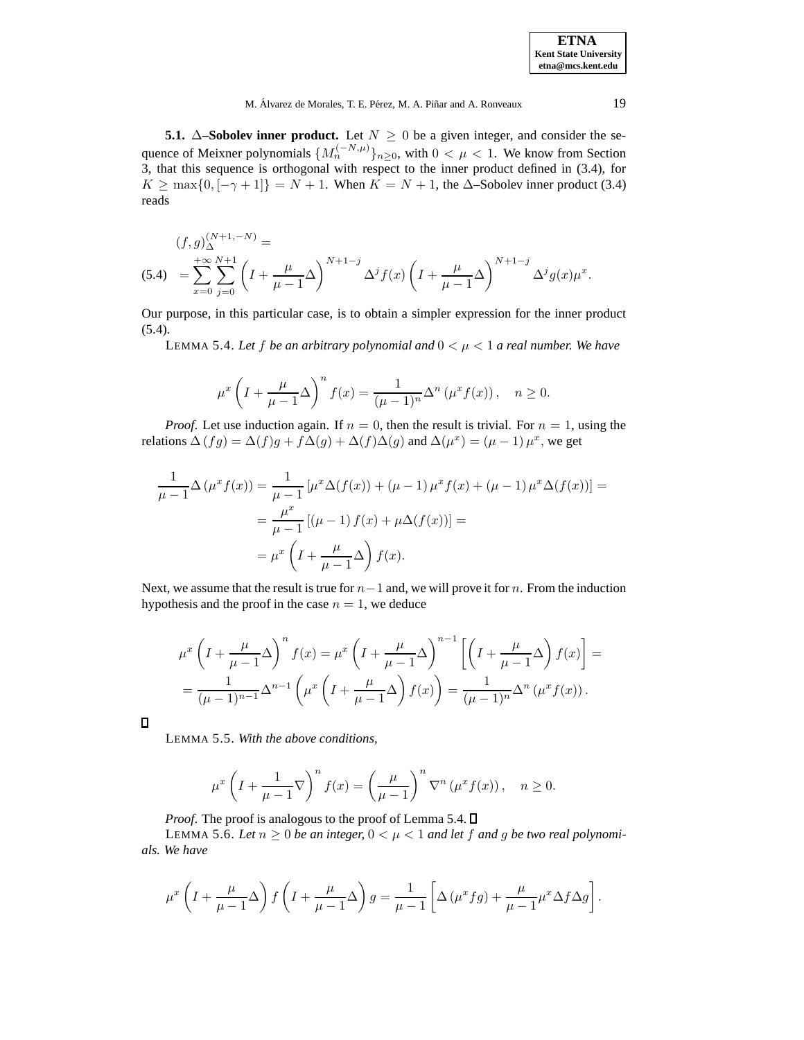**5.1. $\Delta$–Sobolev inner product.** Let $N \geq 0$ be a given integer, and consider the sequence of Meixner polynomials $\{M_n^{(-N,\mu)}\}_{n\geq 0}$, with $0 < \mu < 1$. We know from Section 3, that this sequence is orthogonal with respect to the inner product defined in (3.4), for $K \geq \max\{0, [-\gamma+1]\} = N+1$. When $K = N+1$, the $\Delta$–Sobolev inner product (3.4) reads

$$
\begin{aligned}
&(f,g)_{\Delta}^{(N+1,-N)} = \\
(5.4) \quad &= \sum_{x=0}^{+\infty} \sum_{j=0}^{N+1} \left( I + \frac{\mu}{\mu-1}\Delta \right)^{N+1-j} \Delta^j f(x) \left( I + \frac{\mu}{\mu-1}\Delta \right)^{N+1-j} \Delta^j g(x) \mu^x.
\end{aligned}
$$

Our purpose, in this particular case, is to obtain a simpler expression for the inner product (5.4).

LEMMA 5.4. *Let $f$ be an arbitrary polynomial and $0 < \mu < 1$ a real number. We have*

$$
\mu^x \left( I + \frac{\mu}{\mu-1}\Delta \right)^n f(x) = \frac{1}{(\mu-1)^n} \Delta^n \left( \mu^x f(x) \right), \quad n \geq 0.
$$

*Proof.* Let use induction again. If $n = 0$, then the result is trivial. For $n = 1$, using the relations $\Delta(fg) = \Delta(f)g + f\Delta(g) + \Delta(f)\Delta(g)$ and $\Delta(\mu^x) = (\mu-1)\mu^x$, we get

$$
\begin{aligned}
\frac{1}{\mu-1}\Delta\left(\mu^x f(x)\right) &= \frac{1}{\mu-1}\left[\mu^x \Delta(f(x)) + (\mu-1)\mu^x f(x) + (\mu-1)\mu^x \Delta(f(x))\right] = \\
&= \frac{\mu^x}{\mu-1}\left[(\mu-1) f(x) + \mu\Delta(f(x))\right] = \\
&= \mu^x \left( I + \frac{\mu}{\mu-1}\Delta \right) f(x).
\end{aligned}
$$

Next, we assume that the result is true for $n-1$ and, we will prove it for $n$. From the induction hypothesis and the proof in the case $n = 1$, we deduce

$$
\begin{aligned}
&\mu^x \left( I + \frac{\mu}{\mu-1}\Delta \right)^n f(x) = \mu^x \left( I + \frac{\mu}{\mu-1}\Delta \right)^{n-1} \left[ \left( I + \frac{\mu}{\mu-1}\Delta \right) f(x) \right] = \\
&= \frac{1}{(\mu-1)^{n-1}} \Delta^{n-1} \left( \mu^x \left( I + \frac{\mu}{\mu-1}\Delta \right) f(x) \right) = \frac{1}{(\mu-1)^n} \Delta^n \left( \mu^x f(x) \right).
\end{aligned}
$$

∎

LEMMA 5.5. *With the above conditions,*

$$
\mu^x \left( I + \frac{1}{\mu-1}\nabla \right)^n f(x) = \left( \frac{\mu}{\mu-1} \right)^n \nabla^n \left( \mu^x f(x) \right), \quad n \geq 0.
$$

*Proof.* The proof is analogous to the proof of Lemma 5.4. ∎

LEMMA 5.6. *Let $n \geq 0$ be an integer, $0 < \mu < 1$ and let $f$ and $g$ be two real polynomials. We have*

$$
\mu^x \left( I + \frac{\mu}{\mu-1}\Delta \right) f \left( I + \frac{\mu}{\mu-1}\Delta \right) g = \frac{1}{\mu-1} \left[ \Delta\left(\mu^x f g\right) + \frac{\mu}{\mu-1} \mu^x \Delta f \Delta g \right].
$$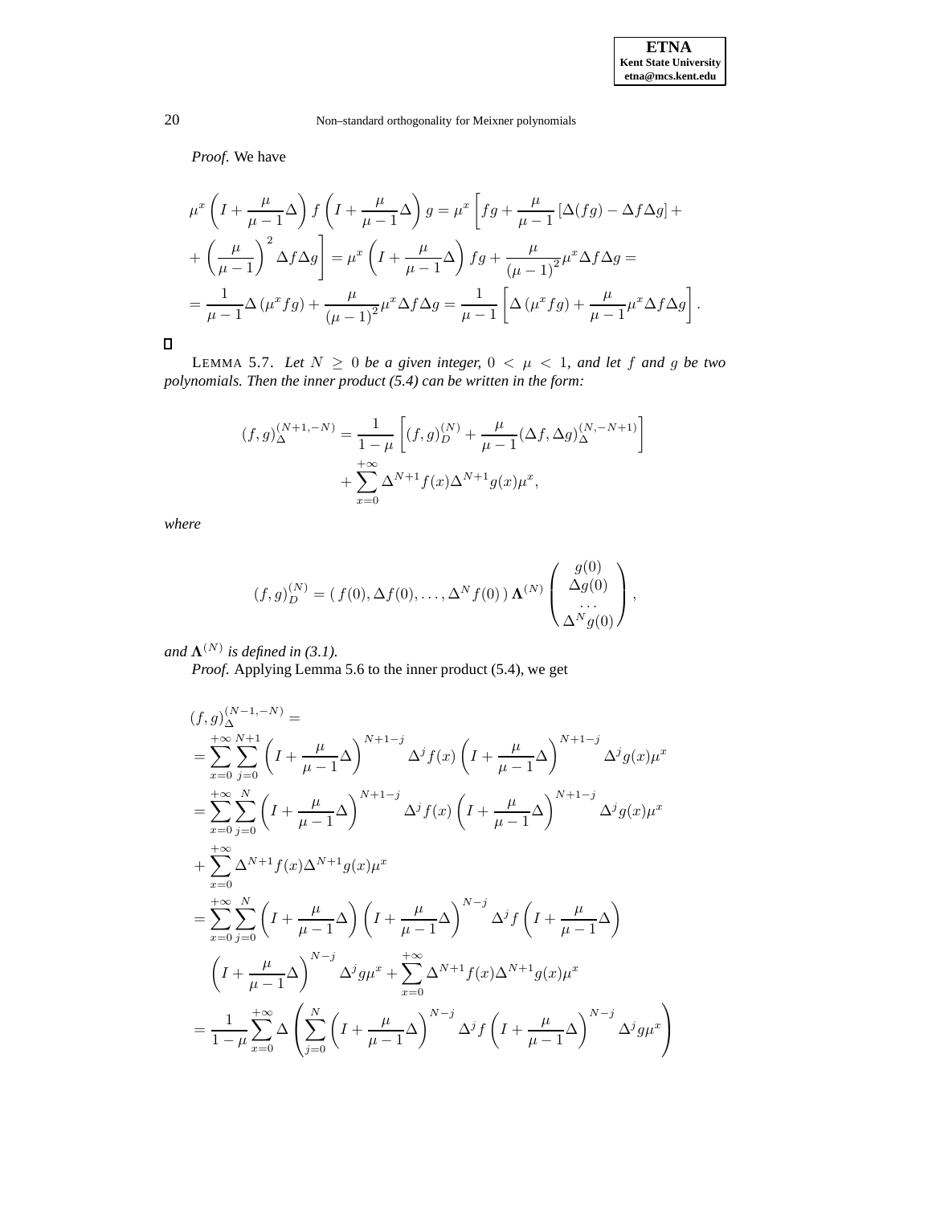*Proof*. We have

$$
\begin{aligned}
&\mu^x \left(I + \frac{\mu}{\mu-1}\Delta\right) f \left(I + \frac{\mu}{\mu-1}\Delta\right) g = \mu^x \left[ fg + \frac{\mu}{\mu-1}\left[\Delta(fg) - \Delta f \Delta g\right] + \right.\\
&\left. + \left(\frac{\mu}{\mu-1}\right)^2 \Delta f \Delta g \right] = \mu^x \left(I + \frac{\mu}{\mu-1}\Delta\right) fg + \frac{\mu}{(\mu-1)^2}\mu^x \Delta f \Delta g = \\
&= \frac{1}{\mu-1}\Delta\left(\mu^x fg\right) + \frac{\mu}{(\mu-1)^2}\mu^x \Delta f \Delta g = \frac{1}{\mu-1}\left[\Delta\left(\mu^x fg\right) + \frac{\mu}{\mu-1}\mu^x \Delta f \Delta g\right].
\end{aligned}
$$

□

LEMMA 5.7. *Let $N \geq 0$ be a given integer, $0 < \mu < 1$, and let $f$ and $g$ be two polynomials. Then the inner product (5.4) can be written in the form:*

$$
\begin{aligned}
(f,g)_{\Delta}^{(N+1,-N)} = \frac{1}{1-\mu}\left[(f,g)_D^{(N)} + \frac{\mu}{\mu-1}(\Delta f, \Delta g)_{\Delta}^{(N,-N+1)}\right] \\
+ \sum_{x=0}^{+\infty} \Delta^{N+1} f(x) \Delta^{N+1} g(x) \mu^x,
\end{aligned}
$$

*where*

$$
(f,g)_D^{(N)} = \left( f(0), \Delta f(0), \dots, \Delta^N f(0) \right) \mathbf{\Lambda}^{(N)} \begin{pmatrix} g(0) \\ \Delta g(0) \\ \dots \\ \Delta^N g(0) \end{pmatrix},
$$

*and $\mathbf{\Lambda}^{(N)}$ is defined in (3.1).*

*Proof*. Applying Lemma 5.6 to the inner product (5.4), we get

$$
\begin{aligned}
&(f,g)_{\Delta}^{(N-1,-N)} = \\
&= \sum_{x=0}^{+\infty} \sum_{j=0}^{N+1} \left(I + \frac{\mu}{\mu-1}\Delta\right)^{N+1-j} \Delta^j f(x) \left(I + \frac{\mu}{\mu-1}\Delta\right)^{N+1-j} \Delta^j g(x) \mu^x \\
&= \sum_{x=0}^{+\infty} \sum_{j=0}^{N} \left(I + \frac{\mu}{\mu-1}\Delta\right)^{N+1-j} \Delta^j f(x) \left(I + \frac{\mu}{\mu-1}\Delta\right)^{N+1-j} \Delta^j g(x) \mu^x \\
&+ \sum_{x=0}^{+\infty} \Delta^{N+1} f(x) \Delta^{N+1} g(x) \mu^x \\
&= \sum_{x=0}^{+\infty} \sum_{j=0}^{N} \left(I + \frac{\mu}{\mu-1}\Delta\right) \left(I + \frac{\mu}{\mu-1}\Delta\right)^{N-j} \Delta^j f \left(I + \frac{\mu}{\mu-1}\Delta\right) \\
&\quad \left(I + \frac{\mu}{\mu-1}\Delta\right)^{N-j} \Delta^j g \mu^x + \sum_{x=0}^{+\infty} \Delta^{N+1} f(x) \Delta^{N+1} g(x) \mu^x \\
&= \frac{1}{1-\mu} \sum_{x=0}^{+\infty} \Delta \left( \sum_{j=0}^{N} \left(I + \frac{\mu}{\mu-1}\Delta\right)^{N-j} \Delta^j f \left(I + \frac{\mu}{\mu-1}\Delta\right)^{N-j} \Delta^j g \mu^x \right)
\end{aligned}
$$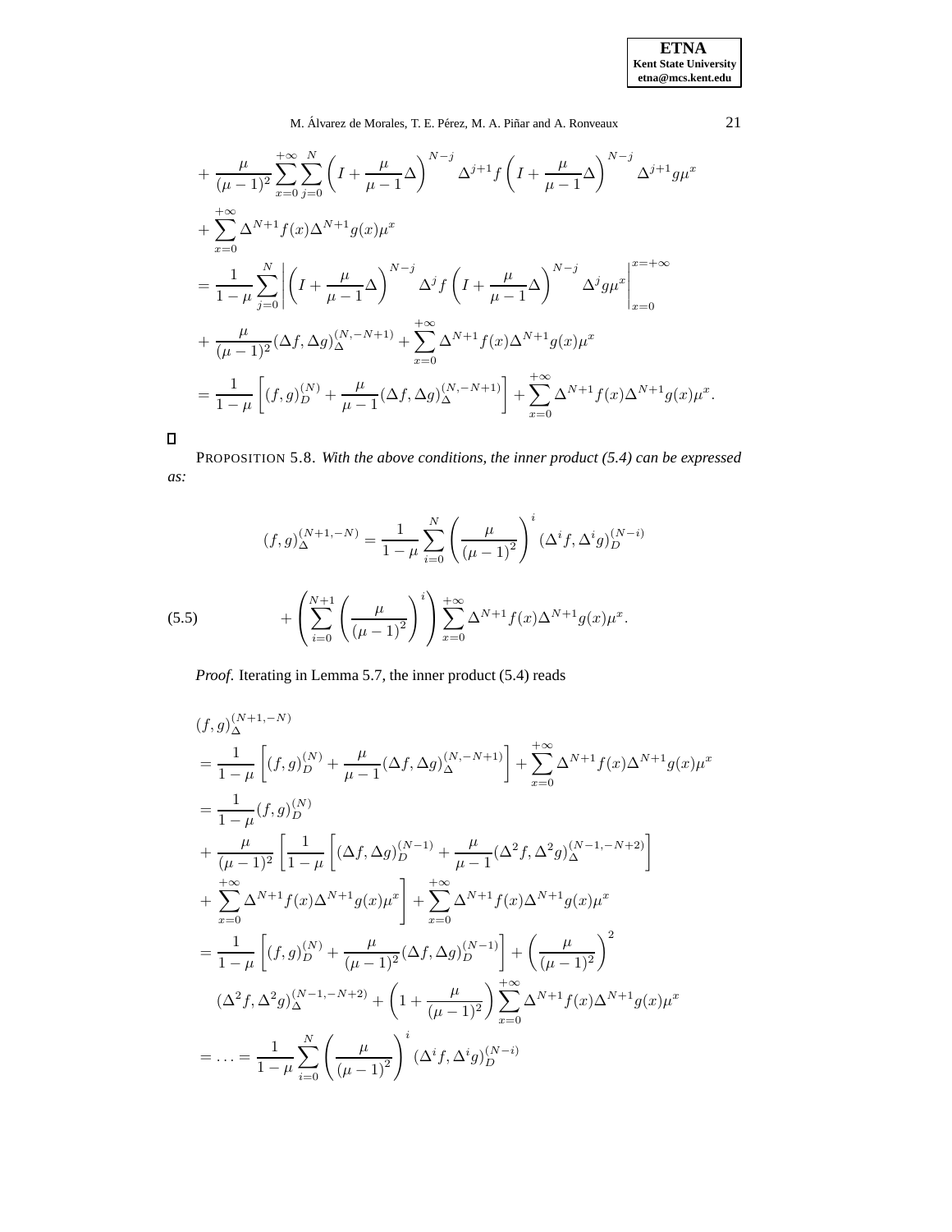$$
\begin{aligned}
&+ \frac{\mu}{(\mu-1)^2} \sum_{x=0}^{+\infty} \sum_{j=0}^{N} \left( I + \frac{\mu}{\mu-1}\Delta \right)^{N-j} \Delta^{j+1} f \left( I + \frac{\mu}{\mu-1}\Delta \right)^{N-j} \Delta^{j+1} g \mu^x \\
&+ \sum_{x=0}^{+\infty} \Delta^{N+1} f(x) \Delta^{N+1} g(x) \mu^x \\
&= \frac{1}{1-\mu} \sum_{j=0}^{N} \left| \left( I + \frac{\mu}{\mu-1}\Delta \right)^{N-j} \Delta^{j} f \left( I + \frac{\mu}{\mu-1}\Delta \right)^{N-j} \Delta^{j} g \mu^x \right|_{x=0}^{x=+\infty} \\
&+ \frac{\mu}{(\mu-1)^2} (\Delta f, \Delta g)_{\Delta}^{(N,-N+1)} + \sum_{x=0}^{+\infty} \Delta^{N+1} f(x) \Delta^{N+1} g(x) \mu^x \\
&= \frac{1}{1-\mu} \left[ (f,g)_D^{(N)} + \frac{\mu}{\mu-1} (\Delta f, \Delta g)_{\Delta}^{(N,-N+1)} \right] + \sum_{x=0}^{+\infty} \Delta^{N+1} f(x) \Delta^{N+1} g(x) \mu^x .
\end{aligned}
$$

□

PROPOSITION 5.8. *With the above conditions, the inner product (5.4) can be expressed as:*

$$
\begin{aligned}
(f,g)_{\Delta}^{(N+1,-N)} &= \frac{1}{1-\mu} \sum_{i=0}^{N} \left( \frac{\mu}{(\mu-1)^2} \right)^i (\Delta^i f, \Delta^i g)_D^{(N-i)} \\
&+ \left( \sum_{i=0}^{N+1} \left( \frac{\mu}{(\mu-1)^2} \right)^i \right) \sum_{x=0}^{+\infty} \Delta^{N+1} f(x) \Delta^{N+1} g(x) \mu^x . \qquad (5.5)
\end{aligned}
$$

*Proof.* Iterating in Lemma 5.7, the inner product (5.4) reads

$$
\begin{aligned}
&(f,g)_{\Delta}^{(N+1,-N)} \\
&= \frac{1}{1-\mu} \left[ (f,g)_D^{(N)} + \frac{\mu}{\mu-1} (\Delta f, \Delta g)_{\Delta}^{(N,-N+1)} \right] + \sum_{x=0}^{+\infty} \Delta^{N+1} f(x) \Delta^{N+1} g(x) \mu^x \\
&= \frac{1}{1-\mu} (f,g)_D^{(N)} \\
&+ \frac{\mu}{(\mu-1)^2} \left[ \frac{1}{1-\mu} \left[ (\Delta f, \Delta g)_D^{(N-1)} + \frac{\mu}{\mu-1} (\Delta^2 f, \Delta^2 g)_{\Delta}^{(N-1,-N+2)} \right] \right. \\
&+ \left. \sum_{x=0}^{+\infty} \Delta^{N+1} f(x) \Delta^{N+1} g(x) \mu^x \right] + \sum_{x=0}^{+\infty} \Delta^{N+1} f(x) \Delta^{N+1} g(x) \mu^x \\
&= \frac{1}{1-\mu} \left[ (f,g)_D^{(N)} + \frac{\mu}{(\mu-1)^2} (\Delta f, \Delta g)_D^{(N-1)} \right] + \left( \frac{\mu}{(\mu-1)^2} \right)^2 \\
&\quad (\Delta^2 f, \Delta^2 g)_{\Delta}^{(N-1,-N+2)} + \left( 1 + \frac{\mu}{(\mu-1)^2} \right) \sum_{x=0}^{+\infty} \Delta^{N+1} f(x) \Delta^{N+1} g(x) \mu^x \\
&= \ldots = \frac{1}{1-\mu} \sum_{i=0}^{N} \left( \frac{\mu}{(\mu-1)^2} \right)^i (\Delta^i f, \Delta^i g)_D^{(N-i)}
\end{aligned}
$$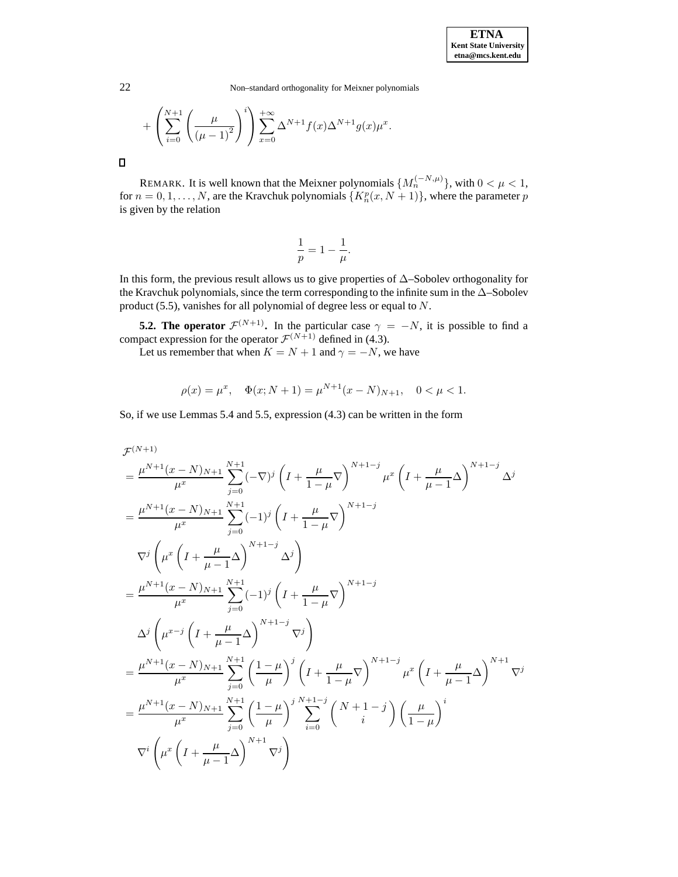$$+\left(\sum_{i=0}^{N+1}\left(\frac{\mu}{(\mu-1)^2}\right)^i\right)\sum_{x=0}^{+\infty}\Delta^{N+1}f(x)\Delta^{N+1}g(x)\mu^x.$$

□

REMARK. It is well known that the Meixner polynomials $\{M_n^{(-N,\mu)}\}$, with $0<\mu<1$, for $n=0,1,\ldots,N$, are the Kravchuk polynomials $\{K_n^p(x,N+1)\}$, where the parameter $p$ is given by the relation

$$\frac{1}{p}=1-\frac{1}{\mu}.$$

In this form, the previous result allows us to give properties of $\Delta$–Sobolev orthogonality for the Kravchuk polynomials, since the term corresponding to the infinite sum in the $\Delta$–Sobolev product (5.5), vanishes for all polynomial of degree less or equal to $N$.

**5.2. The operator $\mathcal{F}^{(N+1)}$.** In the particular case $\gamma=-N$, it is possible to find a compact expression for the operator $\mathcal{F}^{(N+1)}$ defined in (4.3).

Let us remember that when $K=N+1$ and $\gamma=-N$, we have

$$\rho(x)=\mu^x,\quad \Phi(x;N+1)=\mu^{N+1}(x-N)_{N+1},\quad 0<\mu<1.$$

So, if we use Lemmas 5.4 and 5.5, expression (4.3) can be written in the form

$$
\begin{aligned}
&\mathcal{F}^{(N+1)}\\
&=\frac{\mu^{N+1}(x-N)_{N+1}}{\mu^x}\sum_{j=0}^{N+1}(-\nabla)^j\left(I+\frac{\mu}{1-\mu}\nabla\right)^{N+1-j}\mu^x\left(I+\frac{\mu}{\mu-1}\Delta\right)^{N+1-j}\Delta^j\\
&=\frac{\mu^{N+1}(x-N)_{N+1}}{\mu^x}\sum_{j=0}^{N+1}(-1)^j\left(I+\frac{\mu}{1-\mu}\nabla\right)^{N+1-j}\\
&\quad\nabla^j\left(\mu^x\left(I+\frac{\mu}{\mu-1}\Delta\right)^{N+1-j}\Delta^j\right)\\
&=\frac{\mu^{N+1}(x-N)_{N+1}}{\mu^x}\sum_{j=0}^{N+1}(-1)^j\left(I+\frac{\mu}{1-\mu}\nabla\right)^{N+1-j}\\
&\quad\Delta^j\left(\mu^{x-j}\left(I+\frac{\mu}{\mu-1}\Delta\right)^{N+1-j}\nabla^j\right)\\
&=\frac{\mu^{N+1}(x-N)_{N+1}}{\mu^x}\sum_{j=0}^{N+1}\left(\frac{1-\mu}{\mu}\right)^j\left(I+\frac{\mu}{1-\mu}\nabla\right)^{N+1-j}\mu^x\left(I+\frac{\mu}{\mu-1}\Delta\right)^{N+1}\nabla^j\\
&=\frac{\mu^{N+1}(x-N)_{N+1}}{\mu^x}\sum_{j=0}^{N+1}\left(\frac{1-\mu}{\mu}\right)^j\sum_{i=0}^{N+1-j}\binom{N+1-j}{i}\left(\frac{\mu}{1-\mu}\right)^i\\
&\quad\nabla^i\left(\mu^x\left(I+\frac{\mu}{\mu-1}\Delta\right)^{N+1}\nabla^j\right)
\end{aligned}
$$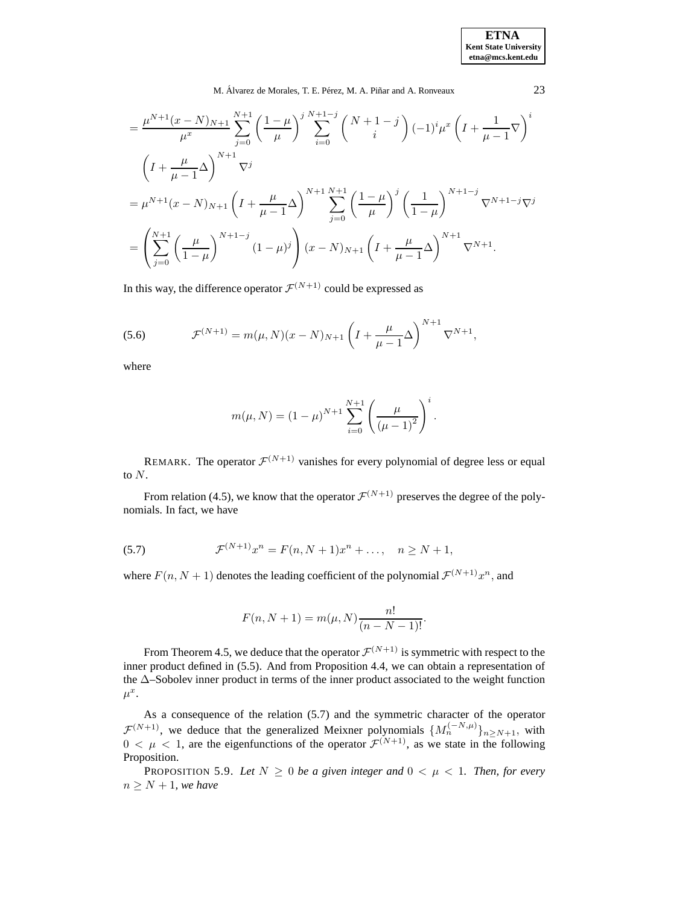$$
\begin{aligned}
&= \frac{\mu^{N+1}(x-N)_{N+1}}{\mu^x} \sum_{j=0}^{N+1} \left(\frac{1-\mu}{\mu}\right)^j \sum_{i=0}^{N+1-j} \binom{N+1-j}{i} (-1)^i \mu^x \left(I + \frac{1}{\mu-1}\nabla\right)^i \\
&\quad \left(I + \frac{\mu}{\mu-1}\Delta\right)^{N+1} \nabla^j \\
&= \mu^{N+1}(x-N)_{N+1} \left(I + \frac{\mu}{\mu-1}\Delta\right)^{N+1} \sum_{j=0}^{N+1} \left(\frac{1-\mu}{\mu}\right)^j \left(\frac{1}{1-\mu}\right)^{N+1-j} \nabla^{N+1-j}\nabla^j \\
&= \left(\sum_{j=0}^{N+1} \left(\frac{\mu}{1-\mu}\right)^{N+1-j} (1-\mu)^j\right) (x-N)_{N+1} \left(I + \frac{\mu}{\mu-1}\Delta\right)^{N+1} \nabla^{N+1}.
\end{aligned}
$$

In this way, the difference operator $\mathcal{F}^{(N+1)}$ could be expressed as

$$
\mathcal{F}^{(N+1)} = m(\mu, N)(x-N)_{N+1} \left(I + \frac{\mu}{\mu-1}\Delta\right)^{N+1} \nabla^{N+1}, \tag{5.6}
$$

where

$$
m(\mu, N) = (1-\mu)^{N+1} \sum_{i=0}^{N+1} \left(\frac{\mu}{(\mu-1)^2}\right)^i.
$$

REMARK. The operator $\mathcal{F}^{(N+1)}$ vanishes for every polynomial of degree less or equal to $N$.

From relation (4.5), we know that the operator $\mathcal{F}^{(N+1)}$ preserves the degree of the polynomials. In fact, we have

$$
\mathcal{F}^{(N+1)} x^n = F(n, N+1)x^n + \ldots, \quad n \geq N+1, \tag{5.7}
$$

where $F(n, N+1)$ denotes the leading coefficient of the polynomial $\mathcal{F}^{(N+1)} x^n$, and

$$
F(n, N+1) = m(\mu, N) \frac{n!}{(n-N-1)!}.
$$

From Theorem 4.5, we deduce that the operator $\mathcal{F}^{(N+1)}$ is symmetric with respect to the inner product defined in (5.5). And from Proposition 4.4, we can obtain a representation of the $\Delta$–Sobolev inner product in terms of the inner product associated to the weight function $\mu^x$.

As a consequence of the relation (5.7) and the symmetric character of the operator $\mathcal{F}^{(N+1)}$, we deduce that the generalized Meixner polynomials $\{M_n^{(-N,\mu)}\}_{n \geq N+1}$, with $0 < \mu < 1$, are the eigenfunctions of the operator $\mathcal{F}^{(N+1)}$, as we state in the following Proposition.

PROPOSITION 5.9. *Let $N \geq 0$ be a given integer and $0 < \mu < 1$. Then, for every $n \geq N+1$, we have*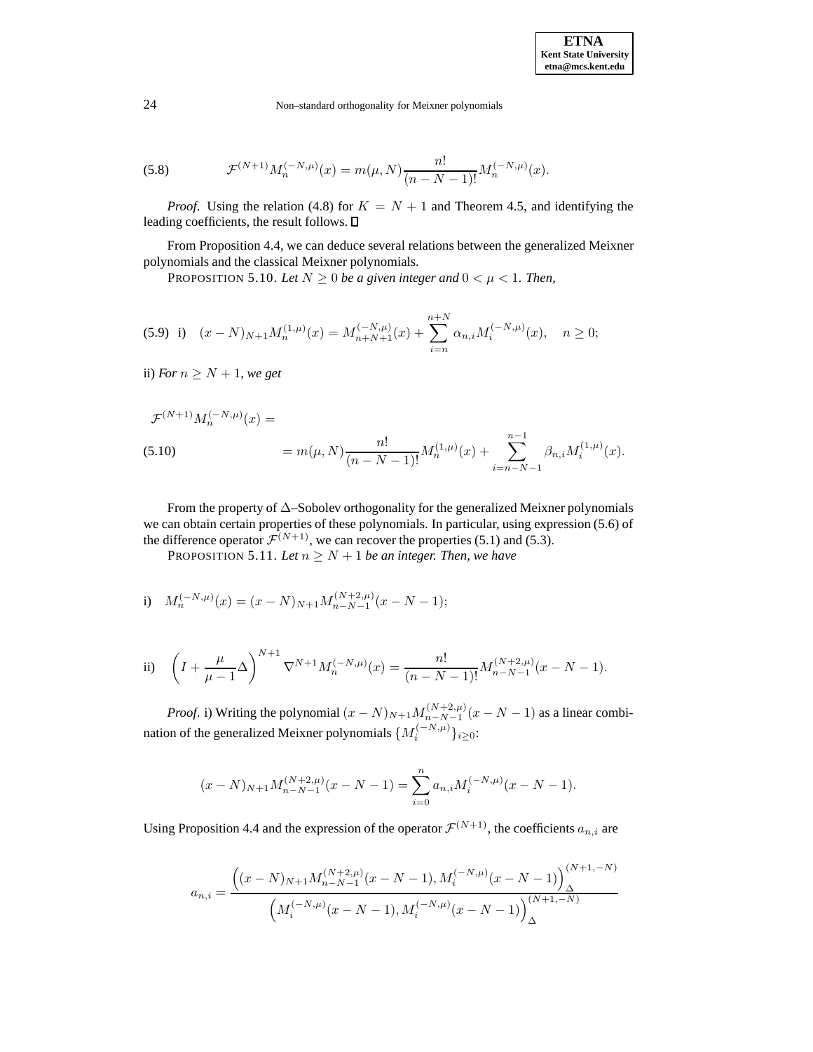$$\mathcal{F}^{(N+1)} M_n^{(-N,\mu)}(x) = m(\mu, N) \frac{n!}{(n-N-1)!} M_n^{(-N,\mu)}(x). \tag{5.8}$$

*Proof*. Using the relation (4.8) for $K = N+1$ and Theorem 4.5, and identifying the leading coefficients, the result follows. □

From Proposition 4.4, we can deduce several relations between the generalized Meixner polynomials and the classical Meixner polynomials.

PROPOSITION 5.10. *Let $N \geq 0$ be a given integer and $0 < \mu < 1$. Then,*

$$\text{i)} \quad (x-N)_{N+1} M_n^{(1,\mu)}(x) = M_{n+N+1}^{(-N,\mu)}(x) + \sum_{i=n}^{n+N} \alpha_{n,i} M_i^{(-N,\mu)}(x), \quad n \geq 0; \tag{5.9}$$

ii) *For $n \geq N+1$, we get*

$$\mathcal{F}^{(N+1)} M_n^{(-N,\mu)}(x) =$$
$$= m(\mu, N) \frac{n!}{(n-N-1)!} M_n^{(1,\mu)}(x) + \sum_{i=n-N-1}^{n-1} \beta_{n,i} M_i^{(1,\mu)}(x). \tag{5.10}$$

From the property of $\Delta$–Sobolev orthogonality for the generalized Meixner polynomials we can obtain certain properties of these polynomials. In particular, using expression (5.6) of the difference operator $\mathcal{F}^{(N+1)}$, we can recover the properties (5.1) and (5.3).

PROPOSITION 5.11. *Let $n \geq N+1$ be an integer. Then, we have*

$$\text{i)} \quad M_n^{(-N,\mu)}(x) = (x-N)_{N+1} M_{n-N-1}^{(N+2,\mu)}(x-N-1);$$

$$\text{ii)} \quad \left( I + \frac{\mu}{\mu - 1} \Delta \right)^{N+1} \nabla^{N+1} M_n^{(-N,\mu)}(x) = \frac{n!}{(n-N-1)!} M_{n-N-1}^{(N+2,\mu)}(x-N-1).$$

*Proof*. i) Writing the polynomial $(x-N)_{N+1} M_{n-N-1}^{(N+2,\mu)}(x-N-1)$ as a linear combination of the generalized Meixner polynomials $\{M_i^{(-N,\mu)}\}_{i \geq 0}$:

$$(x-N)_{N+1} M_{n-N-1}^{(N+2,\mu)}(x-N-1) = \sum_{i=0}^{n} a_{n,i} M_i^{(-N,\mu)}(x-N-1).$$

Using Proposition 4.4 and the expression of the operator $\mathcal{F}^{(N+1)}$, the coefficients $a_{n,i}$ are

$$a_{n,i} = \frac{\left( (x-N)_{N+1} M_{n-N-1}^{(N+2,\mu)}(x-N-1), M_i^{(-N,\mu)}(x-N-1) \right)_{\Delta}^{(N+1,-N)}}{\left( M_i^{(-N,\mu)}(x-N-1), M_i^{(-N,\mu)}(x-N-1) \right)_{\Delta}^{(N+1,-N)}}$$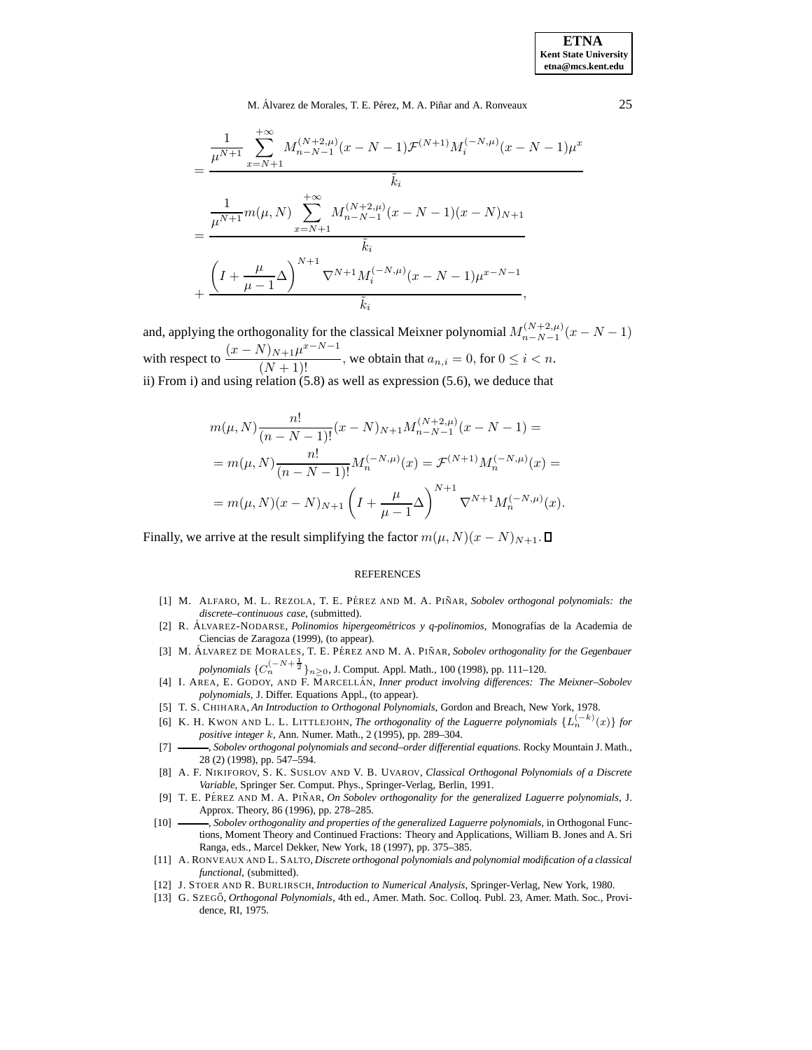$$
= \frac{\dfrac{1}{\mu^{N+1}} \displaystyle\sum_{x=N+1}^{+\infty} M_{n-N-1}^{(N+2,\mu)}(x-N-1)\mathcal{F}^{(N+1)} M_i^{(-N,\mu)}(x-N-1)\mu^x}{\tilde{k}_i}
$$

$$
= \frac{\dfrac{1}{\mu^{N+1}} m(\mu, N) \displaystyle\sum_{x=N+1}^{+\infty} M_{n-N-1}^{(N+2,\mu)}(x-N-1)(x-N)_{N+1}}{\tilde{k}_i}
$$

$$
+ \frac{\left(I + \dfrac{\mu}{\mu-1}\Delta\right)^{N+1} \nabla^{N+1} M_i^{(-N,\mu)}(x-N-1)\mu^{x-N-1}}{\tilde{k}_i},
$$

and, applying the orthogonality for the classical Meixner polynomial $M_{n-N-1}^{(N+2,\mu)}(x-N-1)$ with respect to $\dfrac{(x-N)_{N+1}\mu^{x-N-1}}{(N+1)!}$, we obtain that $a_{n,i} = 0$, for $0 \le i < n$.

ii) From i) and using relation (5.8) as well as expression (5.6), we deduce that

$$
m(\mu, N)\frac{n!}{(n-N-1)!}(x-N)_{N+1} M_{n-N-1}^{(N+2,\mu)}(x-N-1) =
$$

$$
= m(\mu, N)\frac{n!}{(n-N-1)!} M_n^{(-N,\mu)}(x) = \mathcal{F}^{(N+1)} M_n^{(-N,\mu)}(x) =
$$

$$
= m(\mu, N)(x-N)_{N+1}\left(I + \frac{\mu}{\mu-1}\Delta\right)^{N+1} \nabla^{N+1} M_n^{(-N,\mu)}(x).
$$

Finally, we arrive at the result simplifying the factor $m(\mu, N)(x-N)_{N+1}$. □

## REFERENCES

[1] M. Alfaro, M. L. Rezola, T. E. Pérez and M. A. Piñar, *Sobolev orthogonal polynomials: the discrete–continuous case*, (submitted).

[2] R. Álvarez-Nodarse, *Polinomios hipergeométricos y q-polinomios*, Monografías de la Academia de Ciencias de Zaragoza (1999), (to appear).

[3] M. Álvarez de Morales, T. E. Pérez and M. A. Piñar, *Sobolev orthogonality for the Gegenbauer polynomials* $\{C_n^{(-N+\frac{1}{2})}\}_{n\ge 0}$, J. Comput. Appl. Math., 100 (1998), pp. 111–120.

[4] I. Area, E. Godoy, and F. Marcellán, *Inner product involving differences: The Meixner–Sobolev polynomials*, J. Differ. Equations Appl., (to appear).

[5] T. S. Chihara, *An Introduction to Orthogonal Polynomials*, Gordon and Breach, New York, 1978.

[6] K. H. Kwon and L. L. Littlejohn, *The orthogonality of the Laguerre polynomials* $\{L_n^{(-k)}(x)\}$ *for positive integer* $k$, Ann. Numer. Math., 2 (1995), pp. 289–304.

[7] ———, *Sobolev orthogonal polynomials and second–order differential equations*. Rocky Mountain J. Math., 28 (2) (1998), pp. 547–594.

[8] A. F. Nikiforov, S. K. Suslov and V. B. Uvarov, *Classical Orthogonal Polynomials of a Discrete Variable*, Springer Ser. Comput. Phys., Springer-Verlag, Berlin, 1991.

[9] T. E. Pérez and M. A. Piñar, *On Sobolev orthogonality for the generalized Laguerre polynomials*, J. Approx. Theory, 86 (1996), pp. 278–285.

[10] ———, *Sobolev orthogonality and properties of the generalized Laguerre polynomials*, in Orthogonal Functions, Moment Theory and Continued Fractions: Theory and Applications, William B. Jones and A. Sri Ranga, eds., Marcel Dekker, New York, 18 (1997), pp. 375–385.

[11] A. Ronveaux and L. Salto, *Discrete orthogonal polynomials and polynomial modification of a classical functional*, (submitted).

[12] J. Stoer and R. Burlirsch, *Introduction to Numerical Analysis*, Springer-Verlag, New York, 1980.

[13] G. Szegő, *Orthogonal Polynomials*, 4th ed., Amer. Math. Soc. Colloq. Publ. 23, Amer. Math. Soc., Providence, RI, 1975.